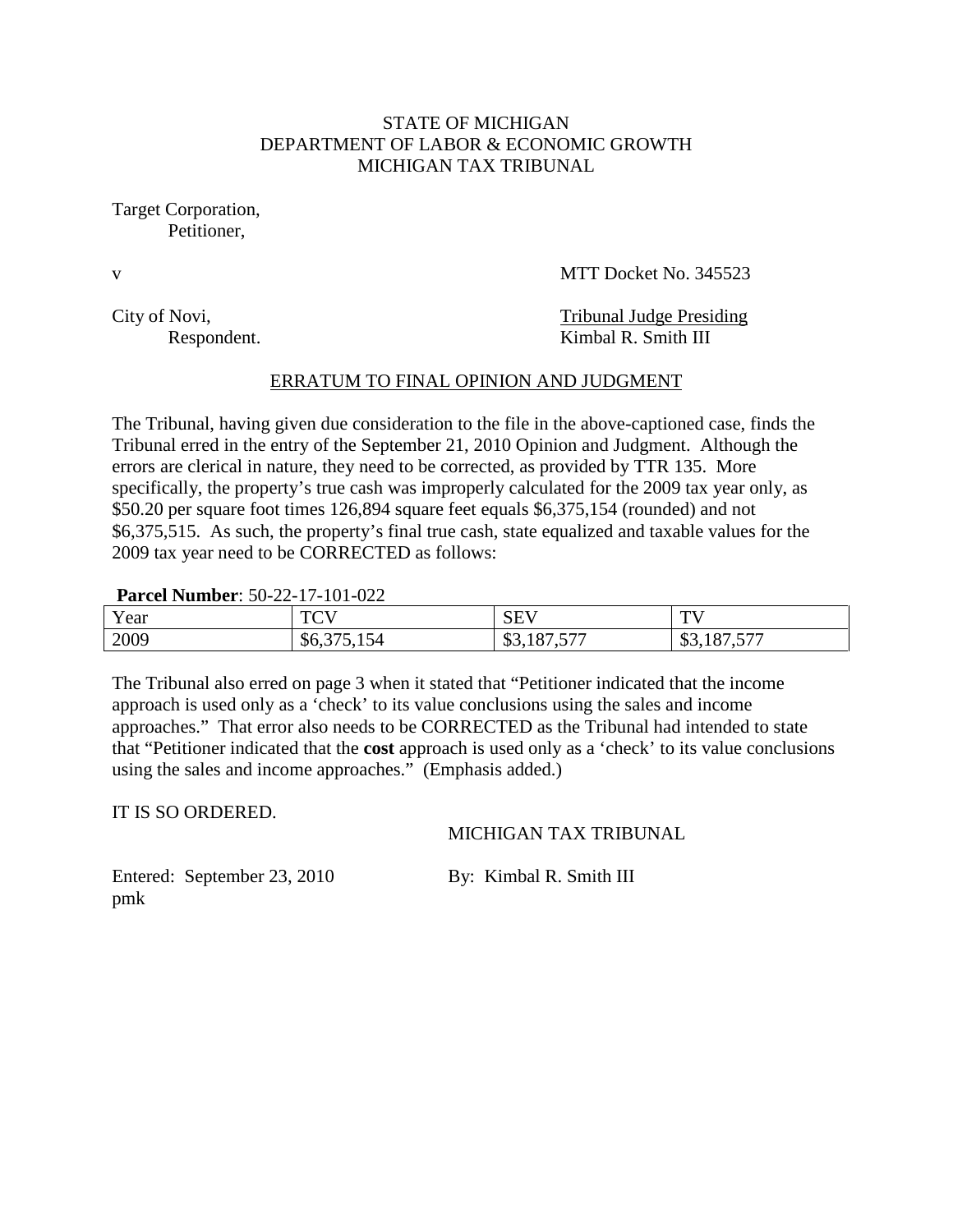STATE OF MICHIGAN
DEPARTMENT OF LABOR & ECONOMIC GROWTH
MICHIGAN TAX TRIBUNAL

Target Corporation,
Petitioner,

v

MTT Docket No. 345523

City of Novi,
Respondent.

Tribunal Judge Presiding
Kimbal R. Smith III

## ERRATUM TO FINAL OPINION AND JUDGMENT

The Tribunal, having given due consideration to the file in the above-captioned case, finds the Tribunal erred in the entry of the September 21, 2010 Opinion and Judgment. Although the errors are clerical in nature, they need to be corrected, as provided by TTR 135. More specifically, the property's true cash was improperly calculated for the 2009 tax year only, as $50.20 per square foot times 126,894 square feet equals $6,375,154 (rounded) and not $6,375,515. As such, the property's final true cash, state equalized and taxable values for the 2009 tax year need to be CORRECTED as follows:

**Parcel Number**: 50-22-17-101-022

| Year | TCV | SEV | TV |
| --- | --- | --- | --- |
| 2009 | $6,375,154 | $3,187,577 | $3,187,577 |

The Tribunal also erred on page 3 when it stated that "Petitioner indicated that the income approach is used only as a 'check' to its value conclusions using the sales and income approaches." That error also needs to be CORRECTED as the Tribunal had intended to state that "Petitioner indicated that the **cost** approach is used only as a 'check' to its value conclusions using the sales and income approaches." (Emphasis added.)

IT IS SO ORDERED.

MICHIGAN TAX TRIBUNAL

Entered: September 23, 2010
pmk

By: Kimbal R. Smith III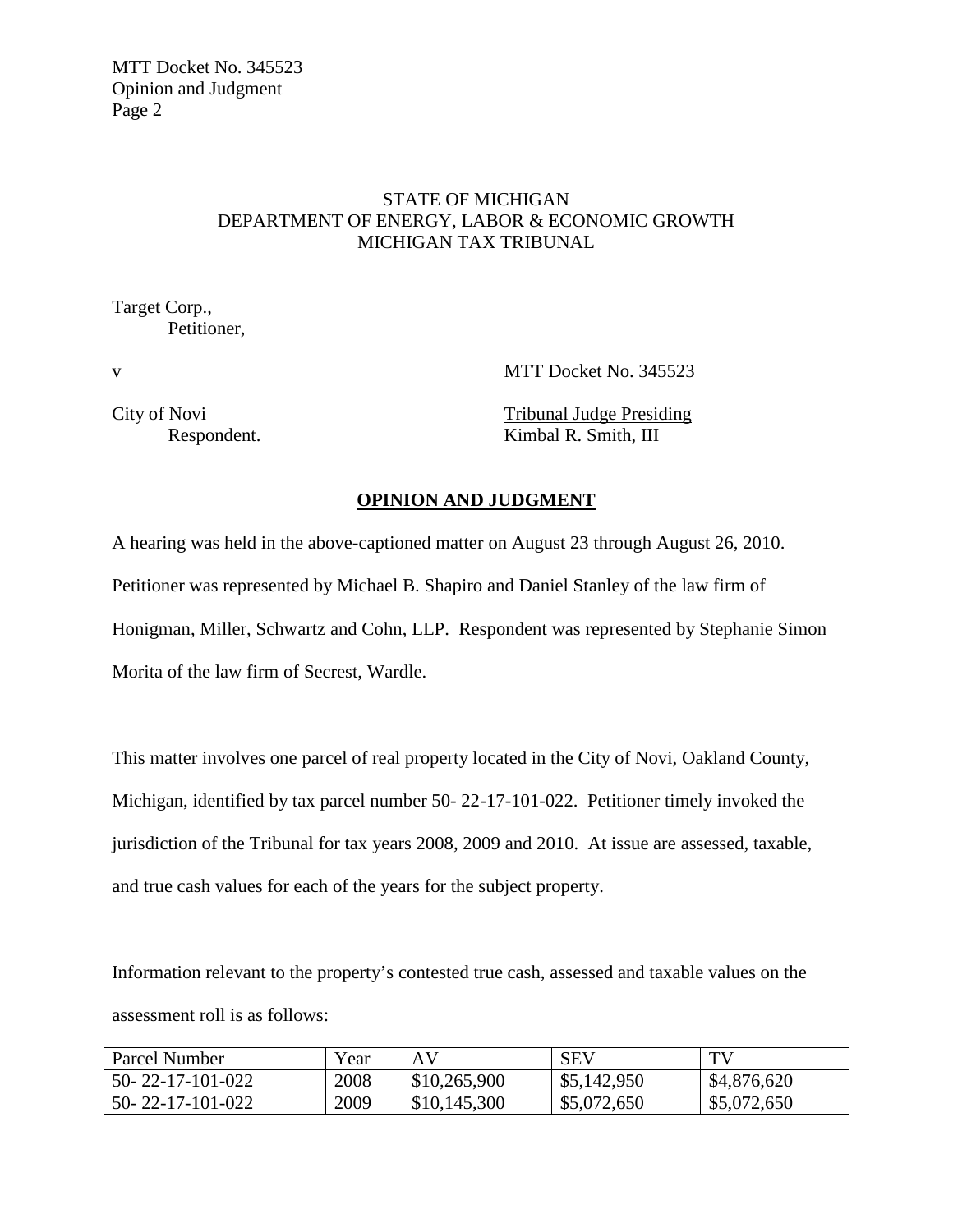STATE OF MICHIGAN
DEPARTMENT OF ENERGY, LABOR & ECONOMIC GROWTH
MICHIGAN TAX TRIBUNAL

Target Corp.,
Petitioner,

v MTT Docket No. 345523

City of Novi
Respondent.

Tribunal Judge Presiding
Kimbal R. Smith, III

## OPINION AND JUDGMENT

A hearing was held in the above-captioned matter on August 23 through August 26, 2010. Petitioner was represented by Michael B. Shapiro and Daniel Stanley of the law firm of Honigman, Miller, Schwartz and Cohn, LLP. Respondent was represented by Stephanie Simon Morita of the law firm of Secrest, Wardle.

This matter involves one parcel of real property located in the City of Novi, Oakland County, Michigan, identified by tax parcel number 50- 22-17-101-022. Petitioner timely invoked the jurisdiction of the Tribunal for tax years 2008, 2009 and 2010. At issue are assessed, taxable, and true cash values for each of the years for the subject property.

Information relevant to the property's contested true cash, assessed and taxable values on the assessment roll is as follows:

| Parcel Number | Year | AV | SEV | TV |
|---|---|---|---|---|
| 50- 22-17-101-022 | 2008 | $10,265,900 | $5,142,950 | $4,876,620 |
| 50- 22-17-101-022 | 2009 | $10,145,300 | $5,072,650 | $5,072,650 |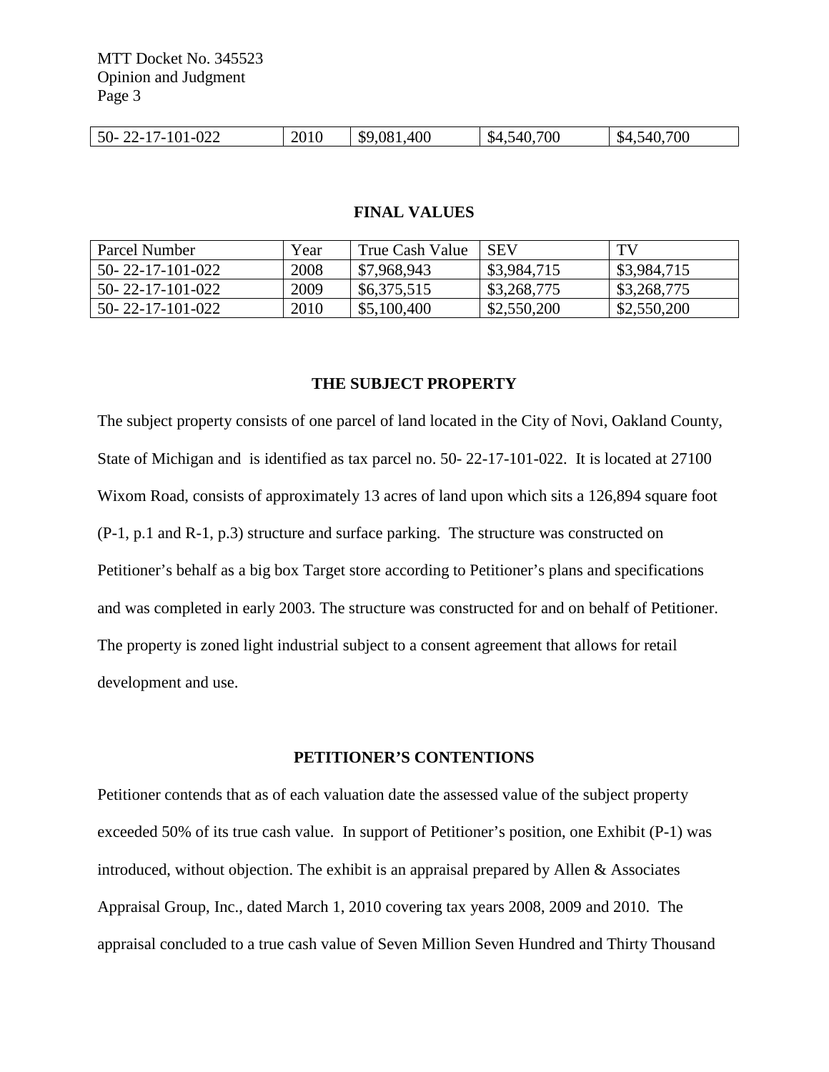| 50- 22-17-101-022 | 2010 | $9,081,400 | $4,540,700 | $4,540,700 |
|---|---|---|---|---|

**FINAL VALUES**

| Parcel Number | Year | True Cash Value | SEV | TV |
|---|---|---|---|---|
| 50- 22-17-101-022 | 2008 | $7,968,943 | $3,984,715 | $3,984,715 |
| 50- 22-17-101-022 | 2009 | $6,375,515 | $3,268,775 | $3,268,775 |
| 50- 22-17-101-022 | 2010 | $5,100,400 | $2,550,200 | $2,550,200 |

**THE SUBJECT PROPERTY**

The subject property consists of one parcel of land located in the City of Novi, Oakland County, State of Michigan and is identified as tax parcel no. 50- 22-17-101-022. It is located at 27100 Wixom Road, consists of approximately 13 acres of land upon which sits a 126,894 square foot (P-1, p.1 and R-1, p.3) structure and surface parking. The structure was constructed on Petitioner's behalf as a big box Target store according to Petitioner's plans and specifications and was completed in early 2003. The structure was constructed for and on behalf of Petitioner. The property is zoned light industrial subject to a consent agreement that allows for retail development and use.

**PETITIONER'S CONTENTIONS**

Petitioner contends that as of each valuation date the assessed value of the subject property exceeded 50% of its true cash value. In support of Petitioner's position, one Exhibit (P-1) was introduced, without objection. The exhibit is an appraisal prepared by Allen & Associates Appraisal Group, Inc., dated March 1, 2010 covering tax years 2008, 2009 and 2010. The appraisal concluded to a true cash value of Seven Million Seven Hundred and Thirty Thousand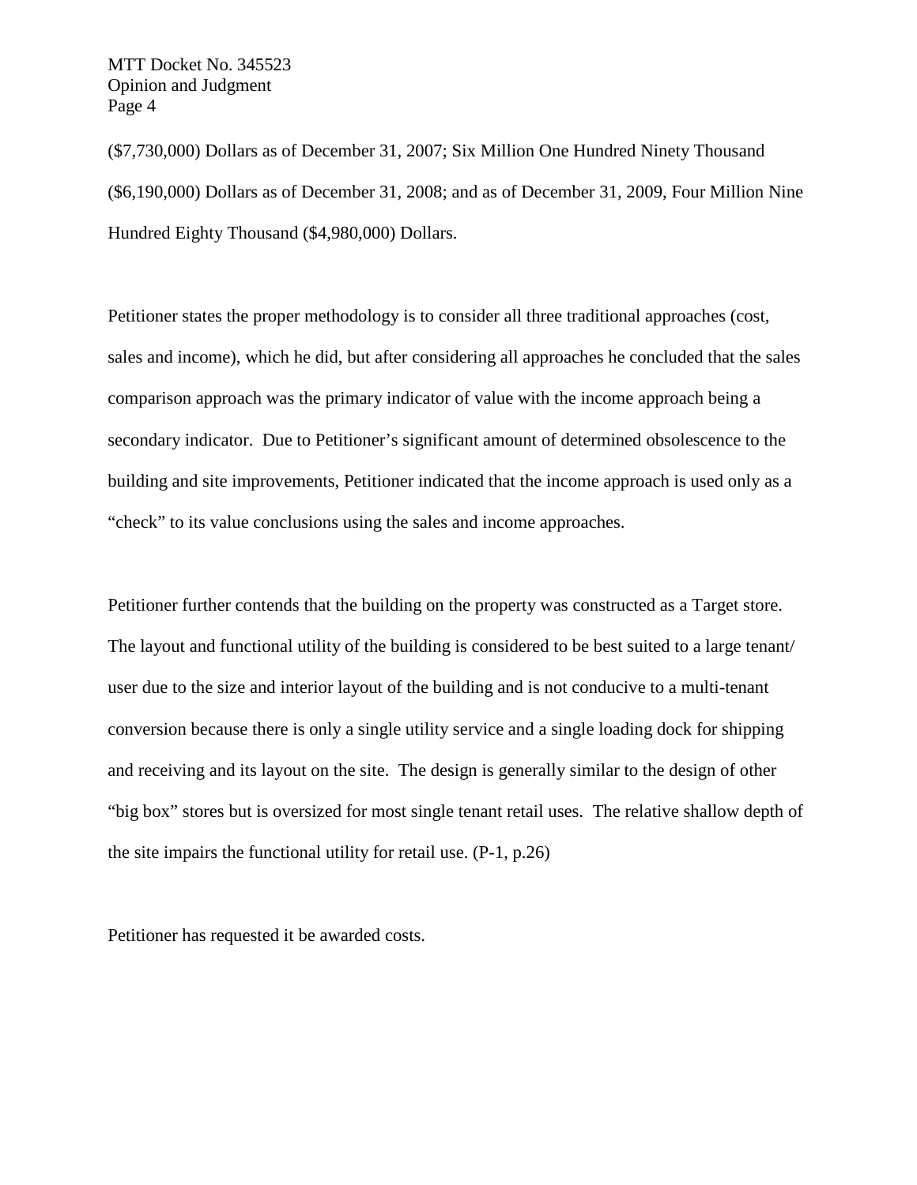($7,730,000) Dollars as of December 31, 2007; Six Million One Hundred Ninety Thousand ($6,190,000) Dollars as of December 31, 2008; and as of December 31, 2009, Four Million Nine Hundred Eighty Thousand ($4,980,000) Dollars.

Petitioner states the proper methodology is to consider all three traditional approaches (cost, sales and income), which he did, but after considering all approaches he concluded that the sales comparison approach was the primary indicator of value with the income approach being a secondary indicator. Due to Petitioner's significant amount of determined obsolescence to the building and site improvements, Petitioner indicated that the income approach is used only as a "check" to its value conclusions using the sales and income approaches.

Petitioner further contends that the building on the property was constructed as a Target store. The layout and functional utility of the building is considered to be best suited to a large tenant/ user due to the size and interior layout of the building and is not conducive to a multi-tenant conversion because there is only a single utility service and a single loading dock for shipping and receiving and its layout on the site. The design is generally similar to the design of other "big box" stores but is oversized for most single tenant retail uses. The relative shallow depth of the site impairs the functional utility for retail use. (P-1, p.26)

Petitioner has requested it be awarded costs.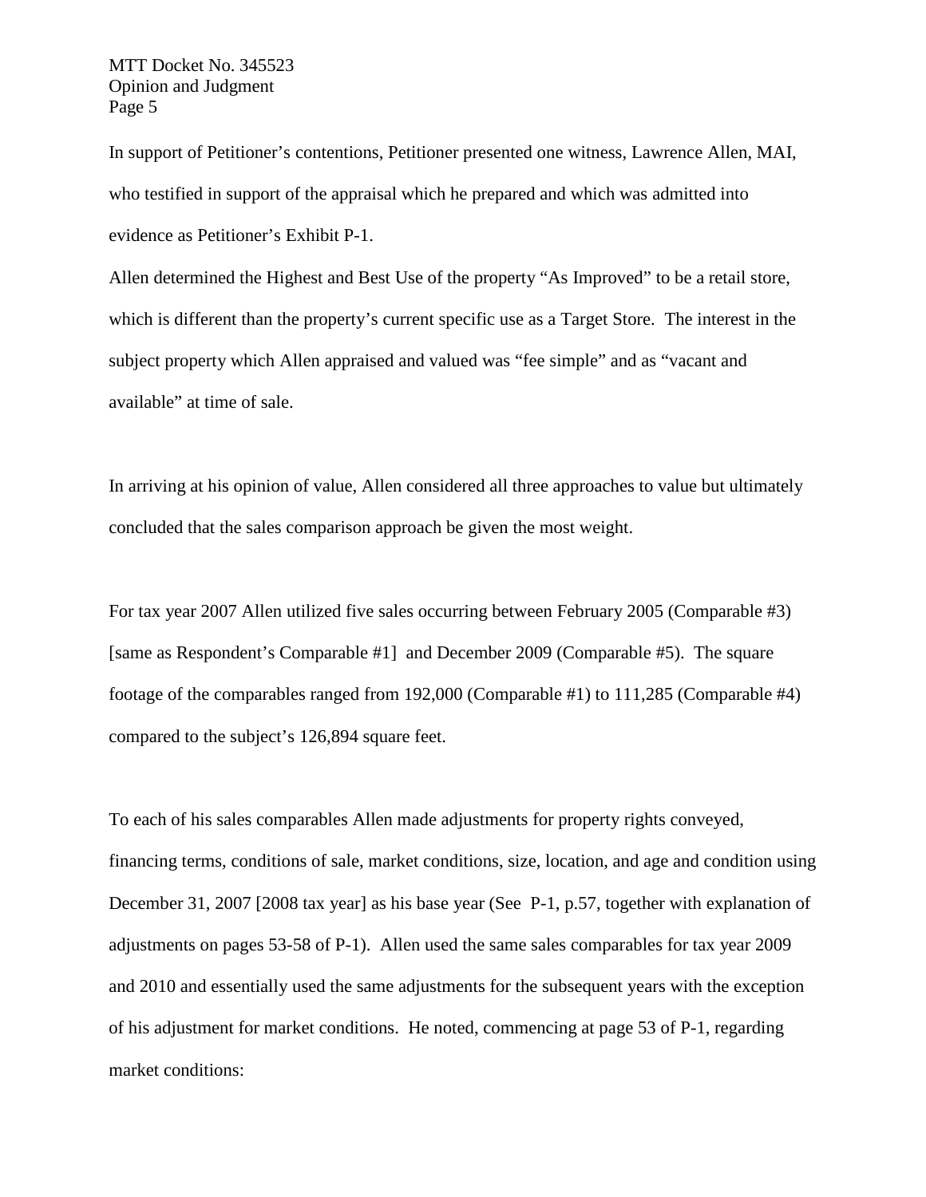In support of Petitioner's contentions, Petitioner presented one witness, Lawrence Allen, MAI, who testified in support of the appraisal which he prepared and which was admitted into evidence as Petitioner's Exhibit P-1.

Allen determined the Highest and Best Use of the property "As Improved" to be a retail store, which is different than the property's current specific use as a Target Store. The interest in the subject property which Allen appraised and valued was "fee simple" and as "vacant and available" at time of sale.

In arriving at his opinion of value, Allen considered all three approaches to value but ultimately concluded that the sales comparison approach be given the most weight.

For tax year 2007 Allen utilized five sales occurring between February 2005 (Comparable #3) [same as Respondent's Comparable #1] and December 2009 (Comparable #5). The square footage of the comparables ranged from 192,000 (Comparable #1) to 111,285 (Comparable #4) compared to the subject's 126,894 square feet.

To each of his sales comparables Allen made adjustments for property rights conveyed, financing terms, conditions of sale, market conditions, size, location, and age and condition using December 31, 2007 [2008 tax year] as his base year (See P-1, p.57, together with explanation of adjustments on pages 53-58 of P-1). Allen used the same sales comparables for tax year 2009 and 2010 and essentially used the same adjustments for the subsequent years with the exception of his adjustment for market conditions. He noted, commencing at page 53 of P-1, regarding market conditions: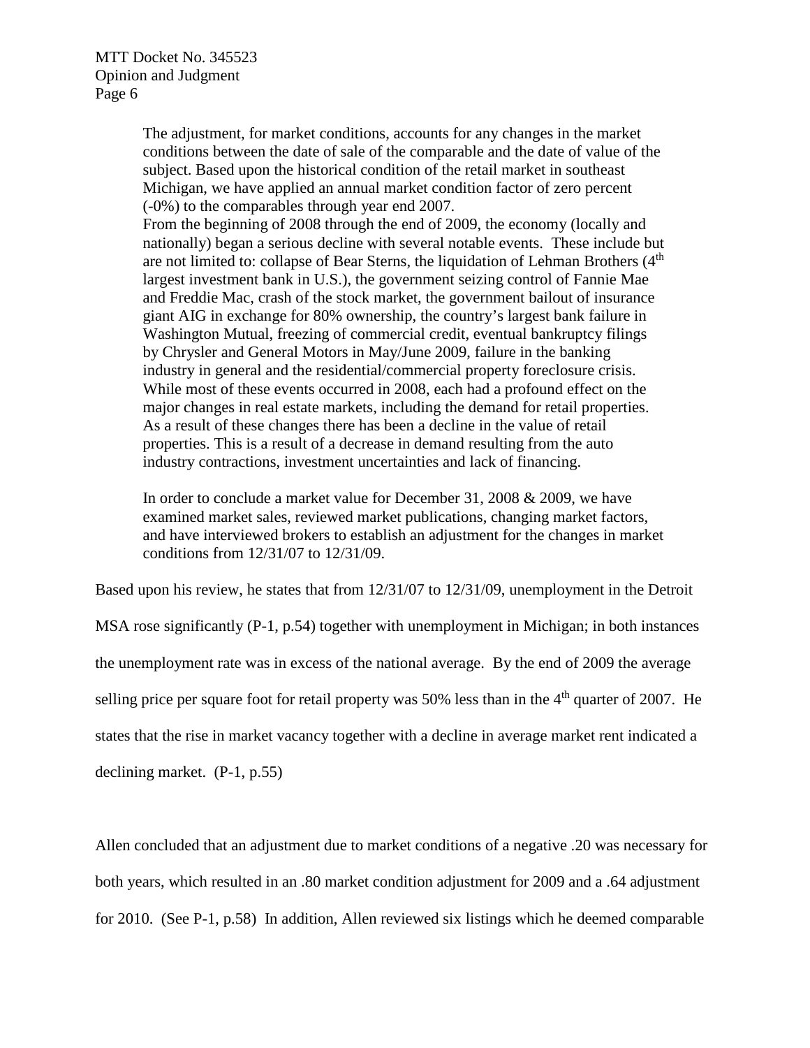> The adjustment, for market conditions, accounts for any changes in the market conditions between the date of sale of the comparable and the date of value of the subject. Based upon the historical condition of the retail market in southeast Michigan, we have applied an annual market condition factor of zero percent (-0%) to the comparables through year end 2007.
> From the beginning of 2008 through the end of 2009, the economy (locally and nationally) began a serious decline with several notable events. These include but are not limited to: collapse of Bear Sterns, the liquidation of Lehman Brothers (4th largest investment bank in U.S.), the government seizing control of Fannie Mae and Freddie Mac, crash of the stock market, the government bailout of insurance giant AIG in exchange for 80% ownership, the country's largest bank failure in Washington Mutual, freezing of commercial credit, eventual bankruptcy filings by Chrysler and General Motors in May/June 2009, failure in the banking industry in general and the residential/commercial property foreclosure crisis. While most of these events occurred in 2008, each had a profound effect on the major changes in real estate markets, including the demand for retail properties. As a result of these changes there has been a decline in the value of retail properties. This is a result of a decrease in demand resulting from the auto industry contractions, investment uncertainties and lack of financing.
>
> In order to conclude a market value for December 31, 2008 & 2009, we have examined market sales, reviewed market publications, changing market factors, and have interviewed brokers to establish an adjustment for the changes in market conditions from 12/31/07 to 12/31/09.

Based upon his review, he states that from 12/31/07 to 12/31/09, unemployment in the Detroit MSA rose significantly (P-1, p.54) together with unemployment in Michigan; in both instances the unemployment rate was in excess of the national average. By the end of 2009 the average selling price per square foot for retail property was 50% less than in the 4th quarter of 2007. He states that the rise in market vacancy together with a decline in average market rent indicated a declining market. (P-1, p.55)

Allen concluded that an adjustment due to market conditions of a negative .20 was necessary for both years, which resulted in an .80 market condition adjustment for 2009 and a .64 adjustment for 2010. (See P-1, p.58) In addition, Allen reviewed six listings which he deemed comparable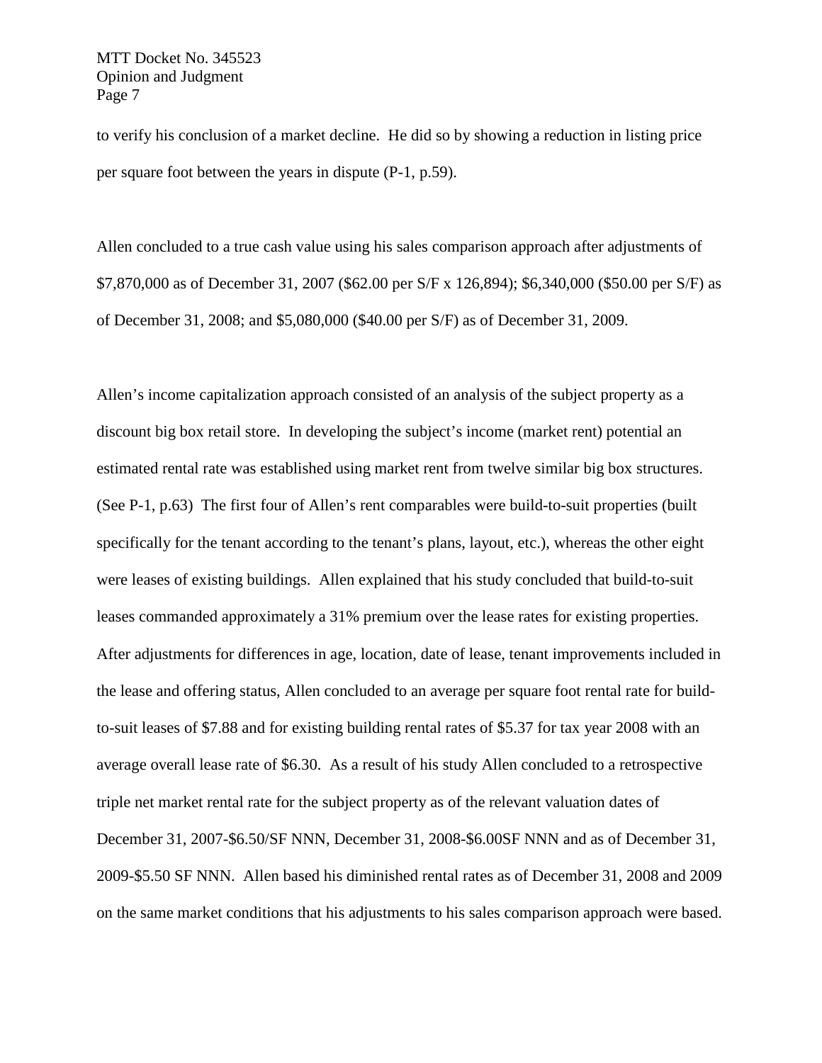to verify his conclusion of a market decline. He did so by showing a reduction in listing price per square foot between the years in dispute (P-1, p.59).

Allen concluded to a true cash value using his sales comparison approach after adjustments of $7,870,000 as of December 31, 2007 ($62.00 per S/F x 126,894); $6,340,000 ($50.00 per S/F) as of December 31, 2008; and $5,080,000 ($40.00 per S/F) as of December 31, 2009.

Allen's income capitalization approach consisted of an analysis of the subject property as a discount big box retail store. In developing the subject's income (market rent) potential an estimated rental rate was established using market rent from twelve similar big box structures. (See P-1, p.63) The first four of Allen's rent comparables were build-to-suit properties (built specifically for the tenant according to the tenant's plans, layout, etc.), whereas the other eight were leases of existing buildings. Allen explained that his study concluded that build-to-suit leases commanded approximately a 31% premium over the lease rates for existing properties. After adjustments for differences in age, location, date of lease, tenant improvements included in the lease and offering status, Allen concluded to an average per square foot rental rate for build-to-suit leases of $7.88 and for existing building rental rates of $5.37 for tax year 2008 with an average overall lease rate of $6.30. As a result of his study Allen concluded to a retrospective triple net market rental rate for the subject property as of the relevant valuation dates of December 31, 2007-$6.50/SF NNN, December 31, 2008-$6.00SF NNN and as of December 31, 2009-$5.50 SF NNN. Allen based his diminished rental rates as of December 31, 2008 and 2009 on the same market conditions that his adjustments to his sales comparison approach were based.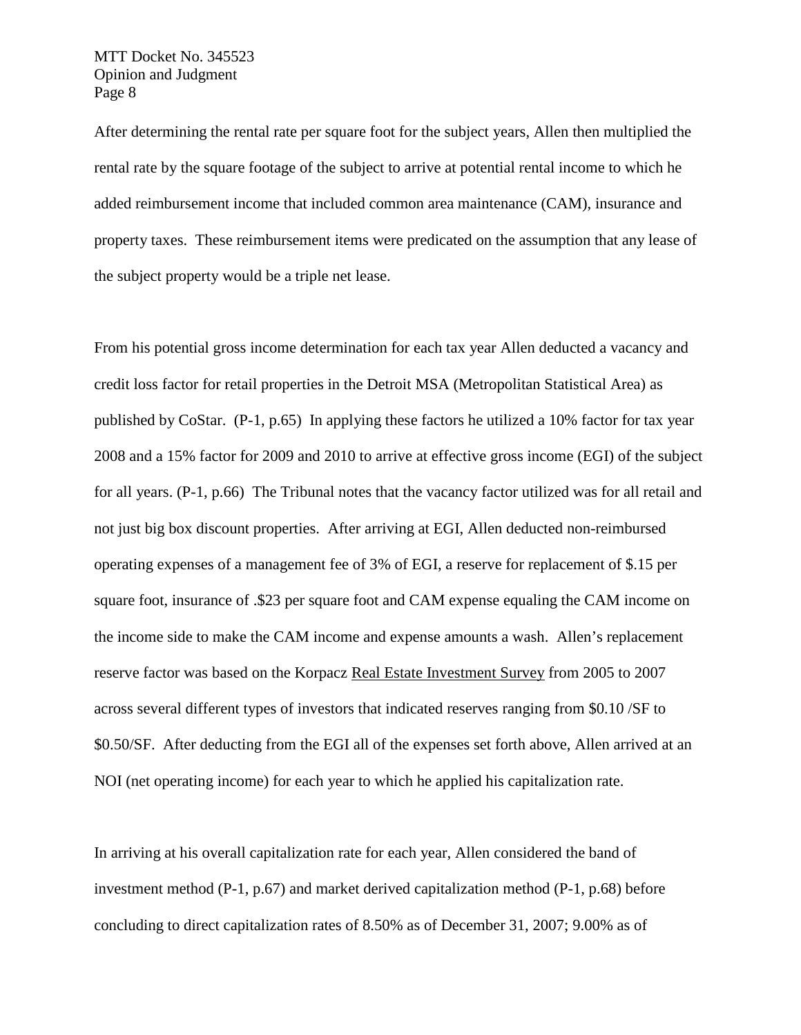After determining the rental rate per square foot for the subject years, Allen then multiplied the rental rate by the square footage of the subject to arrive at potential rental income to which he added reimbursement income that included common area maintenance (CAM), insurance and property taxes. These reimbursement items were predicated on the assumption that any lease of the subject property would be a triple net lease.

From his potential gross income determination for each tax year Allen deducted a vacancy and credit loss factor for retail properties in the Detroit MSA (Metropolitan Statistical Area) as published by CoStar. (P-1, p.65) In applying these factors he utilized a 10% factor for tax year 2008 and a 15% factor for 2009 and 2010 to arrive at effective gross income (EGI) of the subject for all years. (P-1, p.66) The Tribunal notes that the vacancy factor utilized was for all retail and not just big box discount properties. After arriving at EGI, Allen deducted non-reimbursed operating expenses of a management fee of 3% of EGI, a reserve for replacement of $.15 per square foot, insurance of .$23 per square foot and CAM expense equaling the CAM income on the income side to make the CAM income and expense amounts a wash. Allen's replacement reserve factor was based on the Korpacz <u>Real Estate Investment Survey</u> from 2005 to 2007 across several different types of investors that indicated reserves ranging from $0.10 /SF to $0.50/SF. After deducting from the EGI all of the expenses set forth above, Allen arrived at an NOI (net operating income) for each year to which he applied his capitalization rate.

In arriving at his overall capitalization rate for each year, Allen considered the band of investment method (P-1, p.67) and market derived capitalization method (P-1, p.68) before concluding to direct capitalization rates of 8.50% as of December 31, 2007; 9.00% as of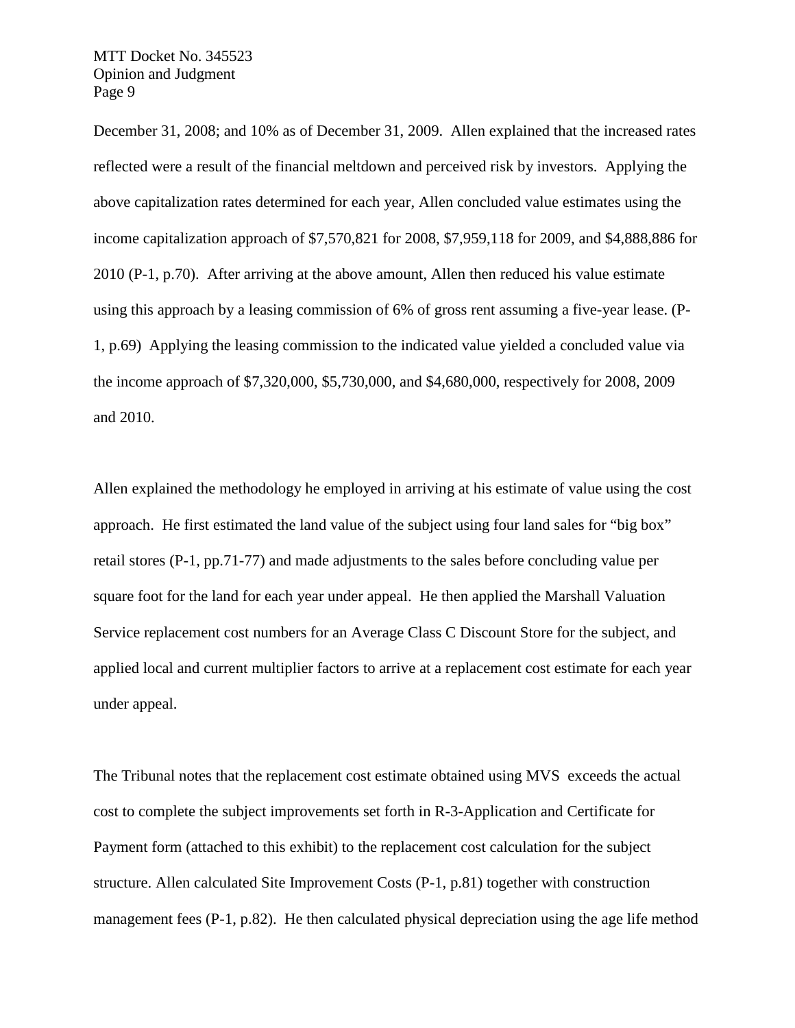December 31, 2008; and 10% as of December 31, 2009. Allen explained that the increased rates reflected were a result of the financial meltdown and perceived risk by investors. Applying the above capitalization rates determined for each year, Allen concluded value estimates using the income capitalization approach of $7,570,821 for 2008, $7,959,118 for 2009, and $4,888,886 for 2010 (P-1, p.70). After arriving at the above amount, Allen then reduced his value estimate using this approach by a leasing commission of 6% of gross rent assuming a five-year lease. (P-1, p.69) Applying the leasing commission to the indicated value yielded a concluded value via the income approach of $7,320,000, $5,730,000, and $4,680,000, respectively for 2008, 2009 and 2010.

Allen explained the methodology he employed in arriving at his estimate of value using the cost approach. He first estimated the land value of the subject using four land sales for "big box" retail stores (P-1, pp.71-77) and made adjustments to the sales before concluding value per square foot for the land for each year under appeal. He then applied the Marshall Valuation Service replacement cost numbers for an Average Class C Discount Store for the subject, and applied local and current multiplier factors to arrive at a replacement cost estimate for each year under appeal.

The Tribunal notes that the replacement cost estimate obtained using MVS exceeds the actual cost to complete the subject improvements set forth in R-3-Application and Certificate for Payment form (attached to this exhibit) to the replacement cost calculation for the subject structure. Allen calculated Site Improvement Costs (P-1, p.81) together with construction management fees (P-1, p.82). He then calculated physical depreciation using the age life method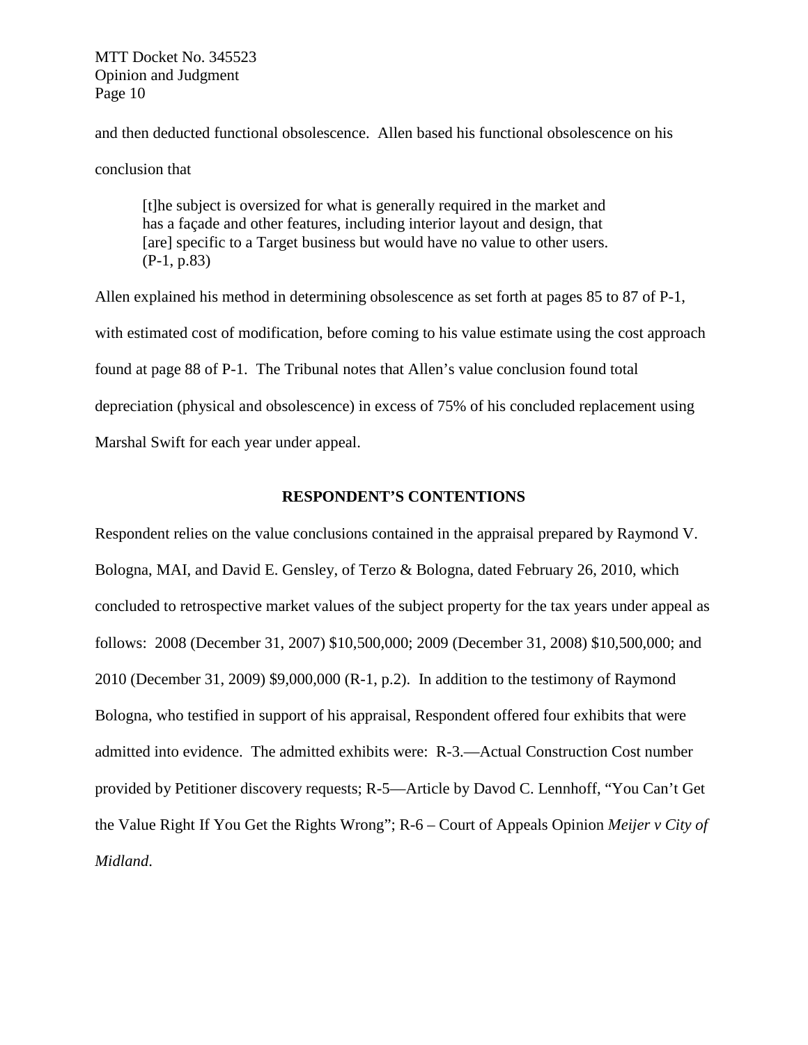and then deducted functional obsolescence. Allen based his functional obsolescence on his conclusion that

> [t]he subject is oversized for what is generally required in the market and has a façade and other features, including interior layout and design, that [are] specific to a Target business but would have no value to other users. (P-1, p.83)

Allen explained his method in determining obsolescence as set forth at pages 85 to 87 of P-1, with estimated cost of modification, before coming to his value estimate using the cost approach found at page 88 of P-1. The Tribunal notes that Allen's value conclusion found total depreciation (physical and obsolescence) in excess of 75% of his concluded replacement using Marshal Swift for each year under appeal.

## RESPONDENT'S CONTENTIONS

Respondent relies on the value conclusions contained in the appraisal prepared by Raymond V. Bologna, MAI, and David E. Gensley, of Terzo & Bologna, dated February 26, 2010, which concluded to retrospective market values of the subject property for the tax years under appeal as follows: 2008 (December 31, 2007) $10,500,000; 2009 (December 31, 2008) $10,500,000; and 2010 (December 31, 2009) $9,000,000 (R-1, p.2). In addition to the testimony of Raymond Bologna, who testified in support of his appraisal, Respondent offered four exhibits that were admitted into evidence. The admitted exhibits were: R-3.—Actual Construction Cost number provided by Petitioner discovery requests; R-5—Article by Davod C. Lennhoff, "You Can't Get the Value Right If You Get the Rights Wrong"; R-6 – Court of Appeals Opinion *Meijer v City of Midland*.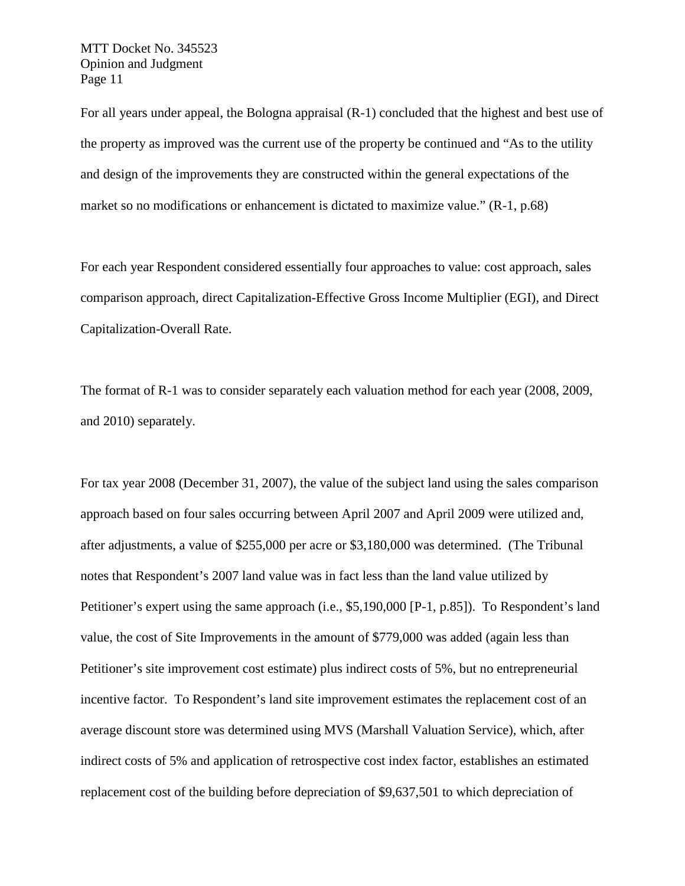For all years under appeal, the Bologna appraisal (R-1) concluded that the highest and best use of the property as improved was the current use of the property be continued and "As to the utility and design of the improvements they are constructed within the general expectations of the market so no modifications or enhancement is dictated to maximize value." (R-1, p.68)

For each year Respondent considered essentially four approaches to value: cost approach, sales comparison approach, direct Capitalization-Effective Gross Income Multiplier (EGI), and Direct Capitalization-Overall Rate.

The format of R-1 was to consider separately each valuation method for each year (2008, 2009, and 2010) separately.

For tax year 2008 (December 31, 2007), the value of the subject land using the sales comparison approach based on four sales occurring between April 2007 and April 2009 were utilized and, after adjustments, a value of $255,000 per acre or $3,180,000 was determined. (The Tribunal notes that Respondent's 2007 land value was in fact less than the land value utilized by Petitioner's expert using the same approach (i.e., $5,190,000 [P-1, p.85]). To Respondent's land value, the cost of Site Improvements in the amount of $779,000 was added (again less than Petitioner's site improvement cost estimate) plus indirect costs of 5%, but no entrepreneurial incentive factor. To Respondent's land site improvement estimates the replacement cost of an average discount store was determined using MVS (Marshall Valuation Service), which, after indirect costs of 5% and application of retrospective cost index factor, establishes an estimated replacement cost of the building before depreciation of $9,637,501 to which depreciation of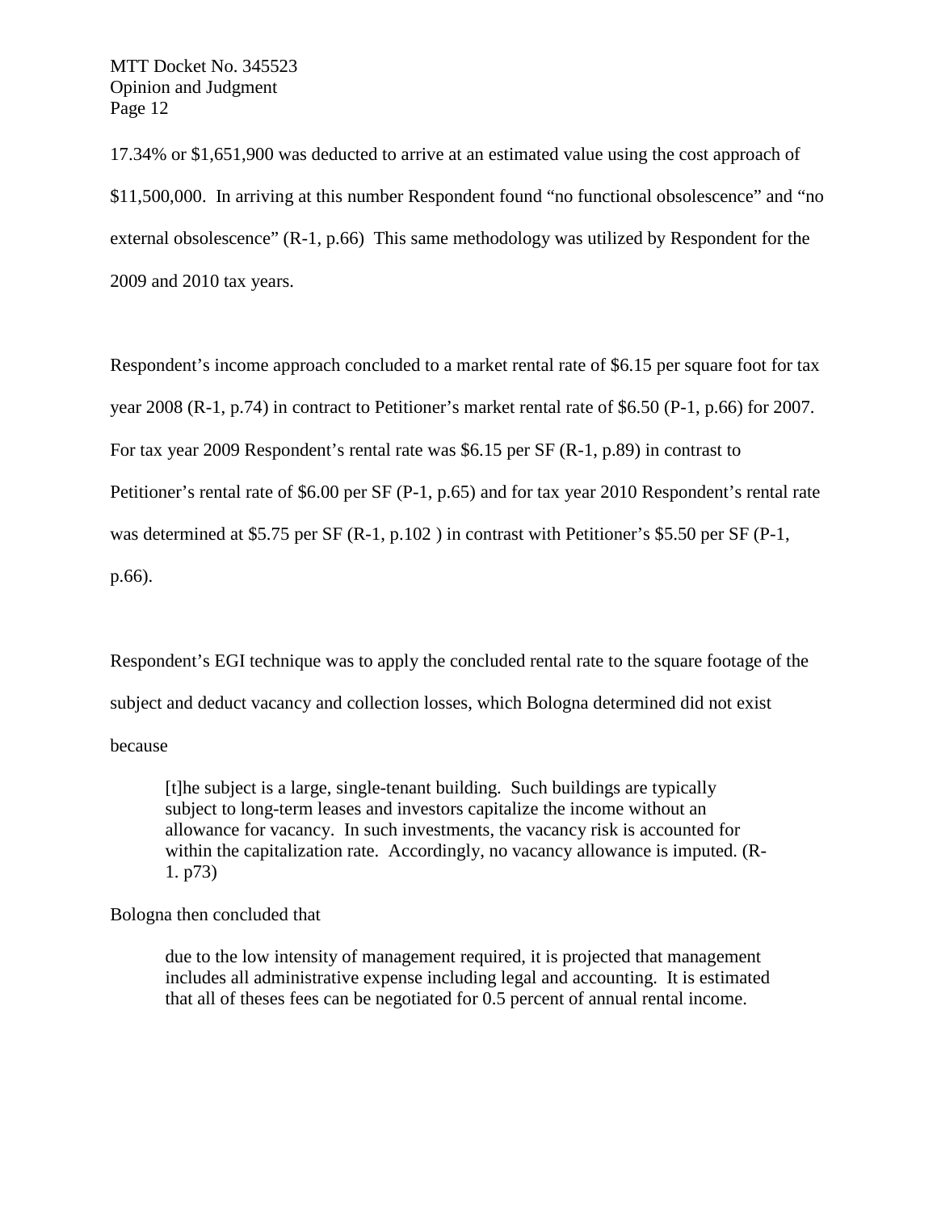17.34% or $1,651,900 was deducted to arrive at an estimated value using the cost approach of $11,500,000. In arriving at this number Respondent found "no functional obsolescence" and "no external obsolescence" (R-1, p.66) This same methodology was utilized by Respondent for the 2009 and 2010 tax years.

Respondent's income approach concluded to a market rental rate of $6.15 per square foot for tax year 2008 (R-1, p.74) in contract to Petitioner's market rental rate of $6.50 (P-1, p.66) for 2007. For tax year 2009 Respondent's rental rate was $6.15 per SF (R-1, p.89) in contrast to Petitioner's rental rate of $6.00 per SF (P-1, p.65) and for tax year 2010 Respondent's rental rate was determined at $5.75 per SF (R-1, p.102 ) in contrast with Petitioner's $5.50 per SF (P-1, p.66).

Respondent's EGI technique was to apply the concluded rental rate to the square footage of the subject and deduct vacancy and collection losses, which Bologna determined did not exist because

> [t]he subject is a large, single-tenant building. Such buildings are typically subject to long-term leases and investors capitalize the income without an allowance for vacancy. In such investments, the vacancy risk is accounted for within the capitalization rate. Accordingly, no vacancy allowance is imputed. (R-1. p73)

Bologna then concluded that

> due to the low intensity of management required, it is projected that management includes all administrative expense including legal and accounting. It is estimated that all of theses fees can be negotiated for 0.5 percent of annual rental income.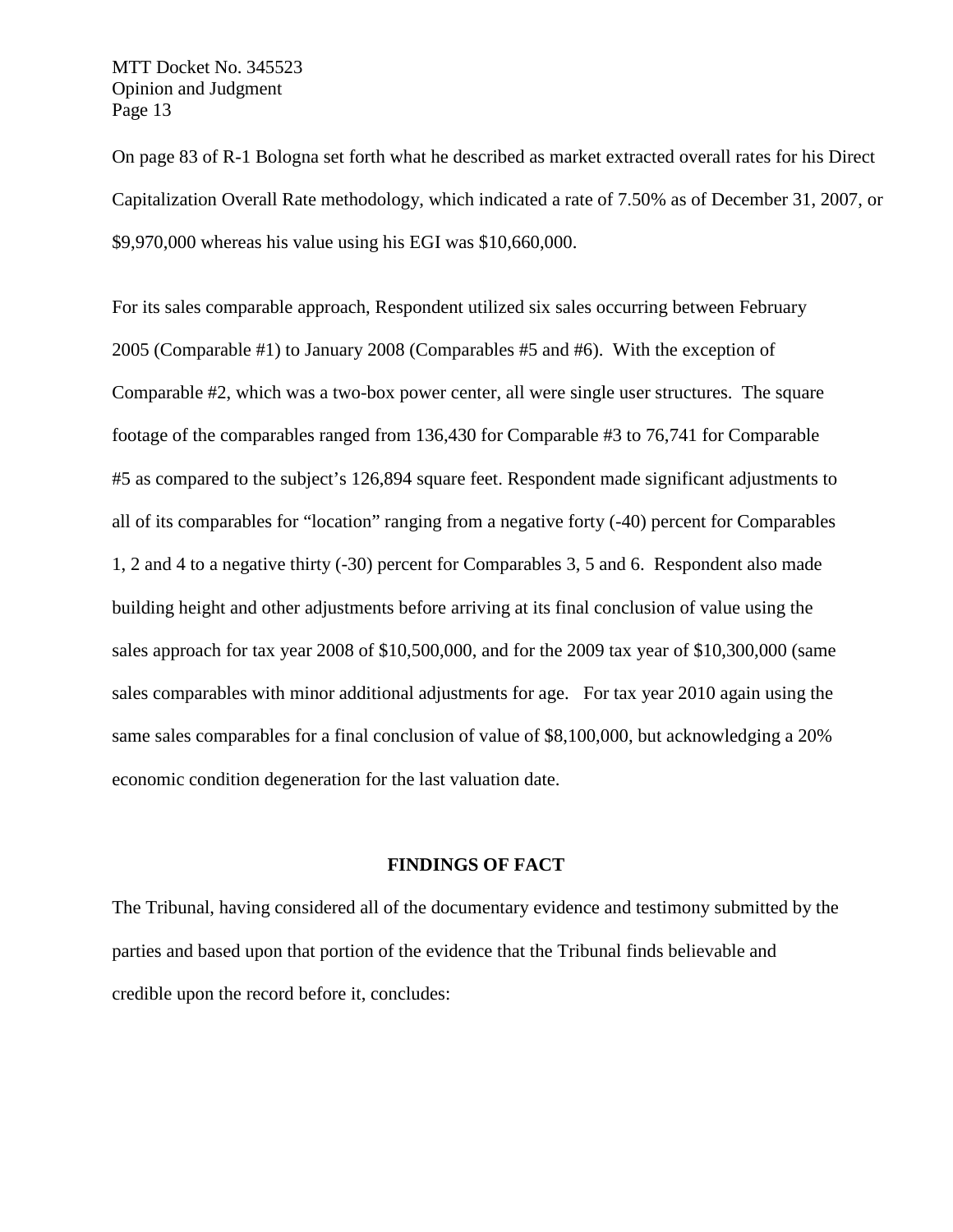On page 83 of R-1 Bologna set forth what he described as market extracted overall rates for his Direct Capitalization Overall Rate methodology, which indicated a rate of 7.50% as of December 31, 2007, or $9,970,000 whereas his value using his EGI was $10,660,000.

For its sales comparable approach, Respondent utilized six sales occurring between February 2005 (Comparable #1) to January 2008 (Comparables #5 and #6). With the exception of Comparable #2, which was a two-box power center, all were single user structures. The square footage of the comparables ranged from 136,430 for Comparable #3 to 76,741 for Comparable #5 as compared to the subject's 126,894 square feet. Respondent made significant adjustments to all of its comparables for "location" ranging from a negative forty (-40) percent for Comparables 1, 2 and 4 to a negative thirty (-30) percent for Comparables 3, 5 and 6. Respondent also made building height and other adjustments before arriving at its final conclusion of value using the sales approach for tax year 2008 of $10,500,000, and for the 2009 tax year of $10,300,000 (same sales comparables with minor additional adjustments for age. For tax year 2010 again using the same sales comparables for a final conclusion of value of $8,100,000, but acknowledging a 20% economic condition degeneration for the last valuation date.

## FINDINGS OF FACT

The Tribunal, having considered all of the documentary evidence and testimony submitted by the parties and based upon that portion of the evidence that the Tribunal finds believable and credible upon the record before it, concludes: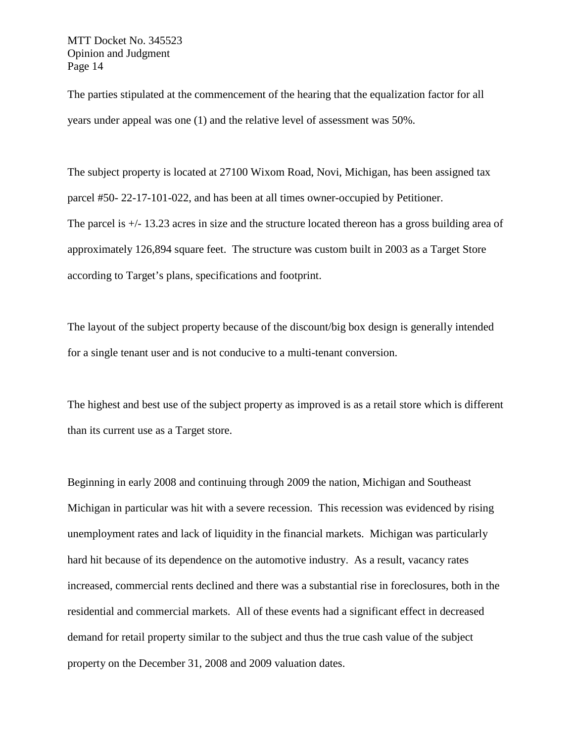The parties stipulated at the commencement of the hearing that the equalization factor for all years under appeal was one (1) and the relative level of assessment was 50%.

The subject property is located at 27100 Wixom Road, Novi, Michigan, has been assigned tax parcel #50- 22-17-101-022, and has been at all times owner-occupied by Petitioner. The parcel is +/- 13.23 acres in size and the structure located thereon has a gross building area of approximately 126,894 square feet. The structure was custom built in 2003 as a Target Store according to Target's plans, specifications and footprint.

The layout of the subject property because of the discount/big box design is generally intended for a single tenant user and is not conducive to a multi-tenant conversion.

The highest and best use of the subject property as improved is as a retail store which is different than its current use as a Target store.

Beginning in early 2008 and continuing through 2009 the nation, Michigan and Southeast Michigan in particular was hit with a severe recession. This recession was evidenced by rising unemployment rates and lack of liquidity in the financial markets. Michigan was particularly hard hit because of its dependence on the automotive industry. As a result, vacancy rates increased, commercial rents declined and there was a substantial rise in foreclosures, both in the residential and commercial markets. All of these events had a significant effect in decreased demand for retail property similar to the subject and thus the true cash value of the subject property on the December 31, 2008 and 2009 valuation dates.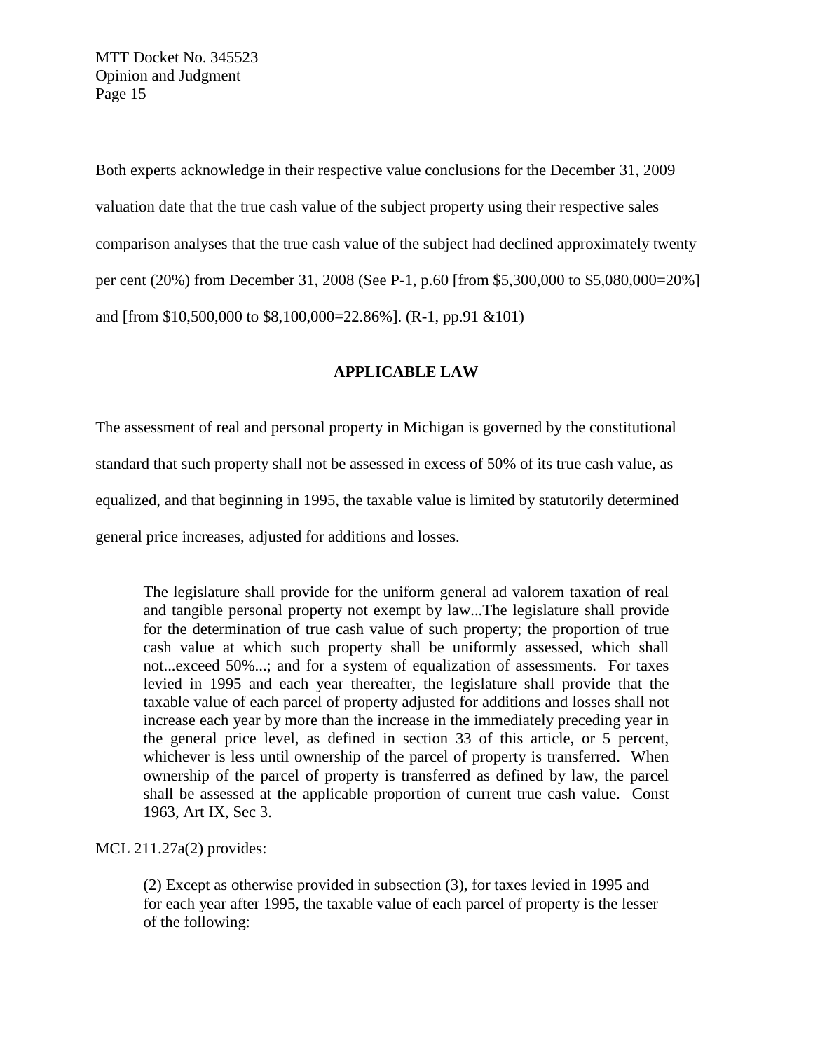Both experts acknowledge in their respective value conclusions for the December 31, 2009 valuation date that the true cash value of the subject property using their respective sales comparison analyses that the true cash value of the subject had declined approximately twenty per cent (20%) from December 31, 2008 (See P-1, p.60 [from $5,300,000 to $5,080,000=20%] and [from $10,500,000 to $8,100,000=22.86%]. (R-1, pp.91 &101)

## APPLICABLE LAW

The assessment of real and personal property in Michigan is governed by the constitutional standard that such property shall not be assessed in excess of 50% of its true cash value, as equalized, and that beginning in 1995, the taxable value is limited by statutorily determined general price increases, adjusted for additions and losses.

> The legislature shall provide for the uniform general ad valorem taxation of real and tangible personal property not exempt by law...The legislature shall provide for the determination of true cash value of such property; the proportion of true cash value at which such property shall be uniformly assessed, which shall not...exceed 50%...; and for a system of equalization of assessments. For taxes levied in 1995 and each year thereafter, the legislature shall provide that the taxable value of each parcel of property adjusted for additions and losses shall not increase each year by more than the increase in the immediately preceding year in the general price level, as defined in section 33 of this article, or 5 percent, whichever is less until ownership of the parcel of property is transferred. When ownership of the parcel of property is transferred as defined by law, the parcel shall be assessed at the applicable proportion of current true cash value. Const 1963, Art IX, Sec 3.

MCL 211.27a(2) provides:

> (2) Except as otherwise provided in subsection (3), for taxes levied in 1995 and for each year after 1995, the taxable value of each parcel of property is the lesser of the following: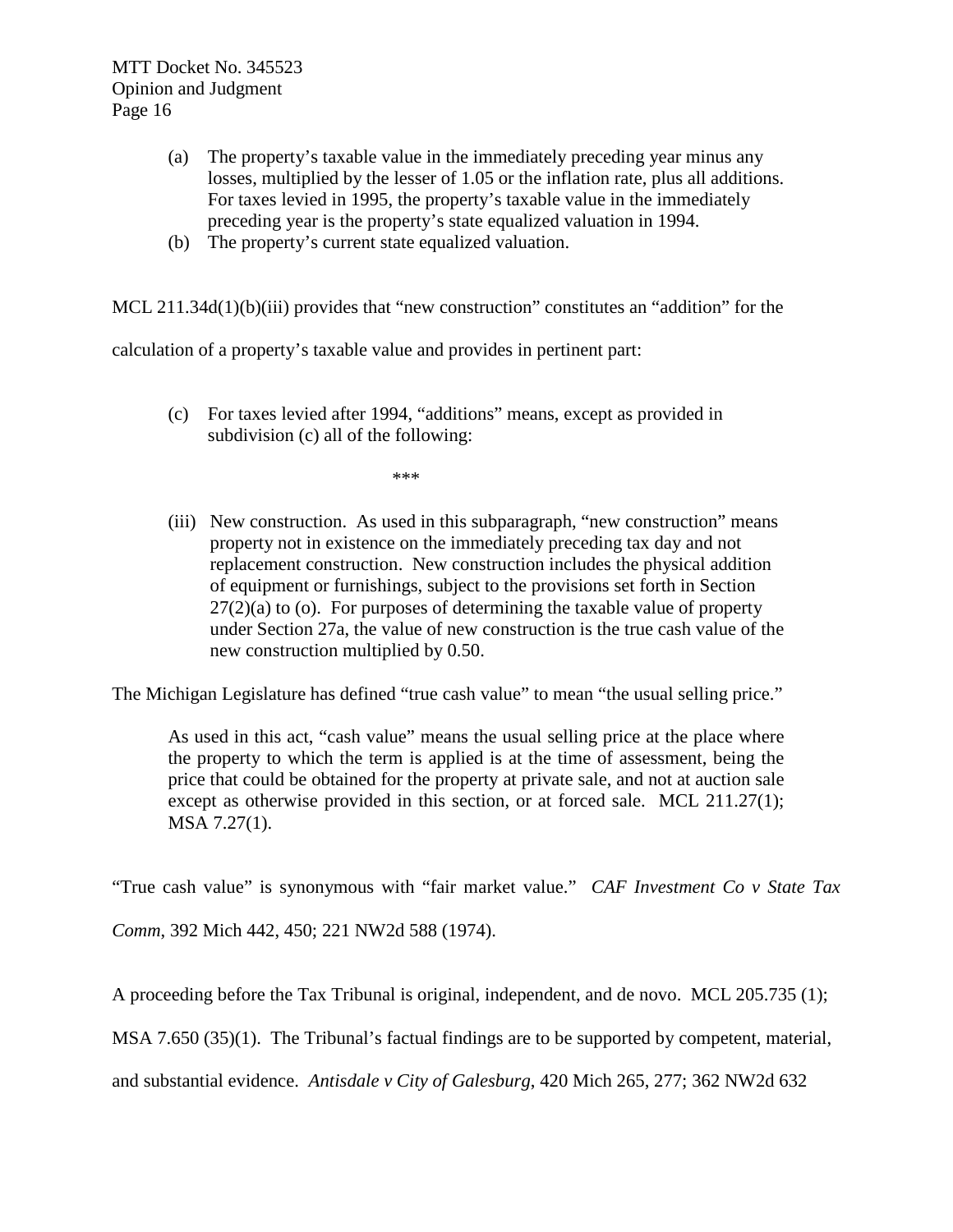> (a) The property's taxable value in the immediately preceding year minus any losses, multiplied by the lesser of 1.05 or the inflation rate, plus all additions. For taxes levied in 1995, the property's taxable value in the immediately preceding year is the property's state equalized valuation in 1994.
>
> (b) The property's current state equalized valuation.

MCL 211.34d(1)(b)(iii) provides that "new construction" constitutes an "addition" for the calculation of a property's taxable value and provides in pertinent part:

> (c) For taxes levied after 1994, "additions" means, except as provided in subdivision (c) all of the following:
>
> \*\*\*
>
> (iii) New construction. As used in this subparagraph, "new construction" means property not in existence on the immediately preceding tax day and not replacement construction. New construction includes the physical addition of equipment or furnishings, subject to the provisions set forth in Section 27(2)(a) to (o). For purposes of determining the taxable value of property under Section 27a, the value of new construction is the true cash value of the new construction multiplied by 0.50.

The Michigan Legislature has defined "true cash value" to mean "the usual selling price."

> As used in this act, "cash value" means the usual selling price at the place where the property to which the term is applied is at the time of assessment, being the price that could be obtained for the property at private sale, and not at auction sale except as otherwise provided in this section, or at forced sale. MCL 211.27(1); MSA 7.27(1).

"True cash value" is synonymous with "fair market value." *CAF Investment Co v State Tax Comm*, 392 Mich 442, 450; 221 NW2d 588 (1974).

A proceeding before the Tax Tribunal is original, independent, and de novo. MCL 205.735 (1); MSA 7.650 (35)(1). The Tribunal's factual findings are to be supported by competent, material, and substantial evidence. *Antisdale v City of Galesburg*, 420 Mich 265, 277; 362 NW2d 632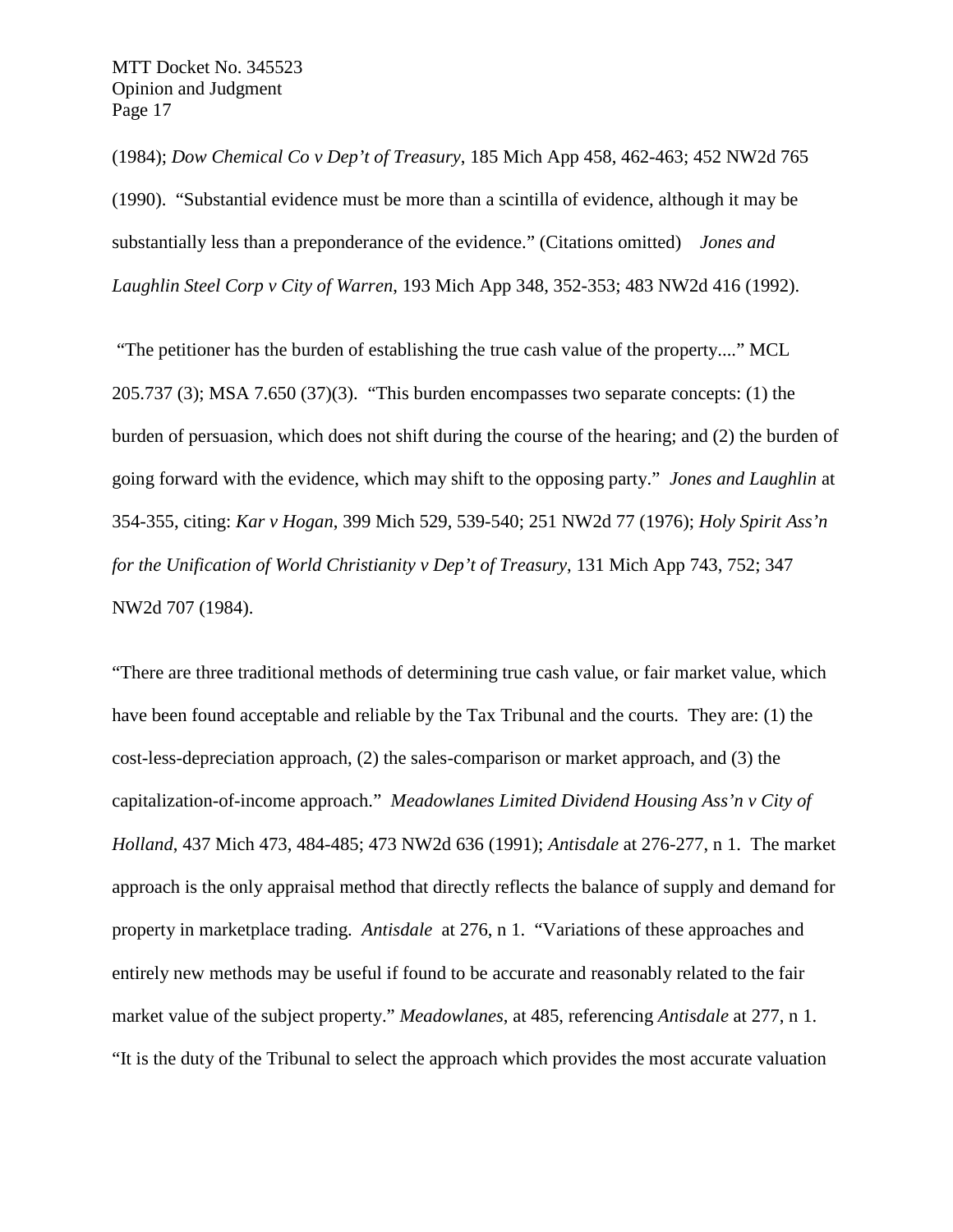(1984); *Dow Chemical Co v Dep't of Treasury*, 185 Mich App 458, 462-463; 452 NW2d 765 (1990). "Substantial evidence must be more than a scintilla of evidence, although it may be substantially less than a preponderance of the evidence." (Citations omitted) *Jones and Laughlin Steel Corp v City of Warren*, 193 Mich App 348, 352-353; 483 NW2d 416 (1992).

"The petitioner has the burden of establishing the true cash value of the property...." MCL 205.737 (3); MSA 7.650 (37)(3). "This burden encompasses two separate concepts: (1) the burden of persuasion, which does not shift during the course of the hearing; and (2) the burden of going forward with the evidence, which may shift to the opposing party." *Jones and Laughlin* at 354-355, citing: *Kar v Hogan*, 399 Mich 529, 539-540; 251 NW2d 77 (1976); *Holy Spirit Ass'n for the Unification of World Christianity v Dep't of Treasury*, 131 Mich App 743, 752; 347 NW2d 707 (1984).

"There are three traditional methods of determining true cash value, or fair market value, which have been found acceptable and reliable by the Tax Tribunal and the courts. They are: (1) the cost-less-depreciation approach, (2) the sales-comparison or market approach, and (3) the capitalization-of-income approach." *Meadowlanes Limited Dividend Housing Ass'n v City of Holland*, 437 Mich 473, 484-485; 473 NW2d 636 (1991); *Antisdale* at 276-277, n 1. The market approach is the only appraisal method that directly reflects the balance of supply and demand for property in marketplace trading. *Antisdale* at 276, n 1. "Variations of these approaches and entirely new methods may be useful if found to be accurate and reasonably related to the fair market value of the subject property." *Meadowlanes*, at 485, referencing *Antisdale* at 277, n 1. "It is the duty of the Tribunal to select the approach which provides the most accurate valuation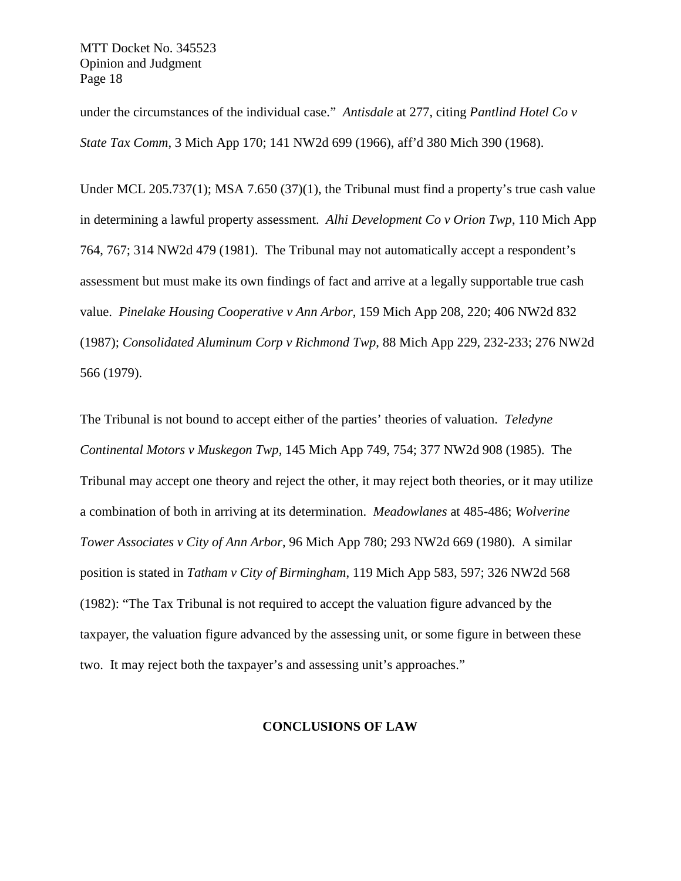under the circumstances of the individual case." *Antisdale* at 277, citing *Pantlind Hotel Co v State Tax Comm*, 3 Mich App 170; 141 NW2d 699 (1966), aff'd 380 Mich 390 (1968).

Under MCL 205.737(1); MSA 7.650 (37)(1), the Tribunal must find a property's true cash value in determining a lawful property assessment. *Alhi Development Co v Orion Twp*, 110 Mich App 764, 767; 314 NW2d 479 (1981). The Tribunal may not automatically accept a respondent's assessment but must make its own findings of fact and arrive at a legally supportable true cash value. *Pinelake Housing Cooperative v Ann Arbor*, 159 Mich App 208, 220; 406 NW2d 832 (1987); *Consolidated Aluminum Corp v Richmond Twp*, 88 Mich App 229, 232-233; 276 NW2d 566 (1979).

The Tribunal is not bound to accept either of the parties' theories of valuation. *Teledyne Continental Motors v Muskegon Twp*, 145 Mich App 749, 754; 377 NW2d 908 (1985). The Tribunal may accept one theory and reject the other, it may reject both theories, or it may utilize a combination of both in arriving at its determination. *Meadowlanes* at 485-486; *Wolverine Tower Associates v City of Ann Arbor*, 96 Mich App 780; 293 NW2d 669 (1980). A similar position is stated in *Tatham v City of Birmingham*, 119 Mich App 583, 597; 326 NW2d 568 (1982): "The Tax Tribunal is not required to accept the valuation figure advanced by the taxpayer, the valuation figure advanced by the assessing unit, or some figure in between these two. It may reject both the taxpayer's and assessing unit's approaches."

**CONCLUSIONS OF LAW**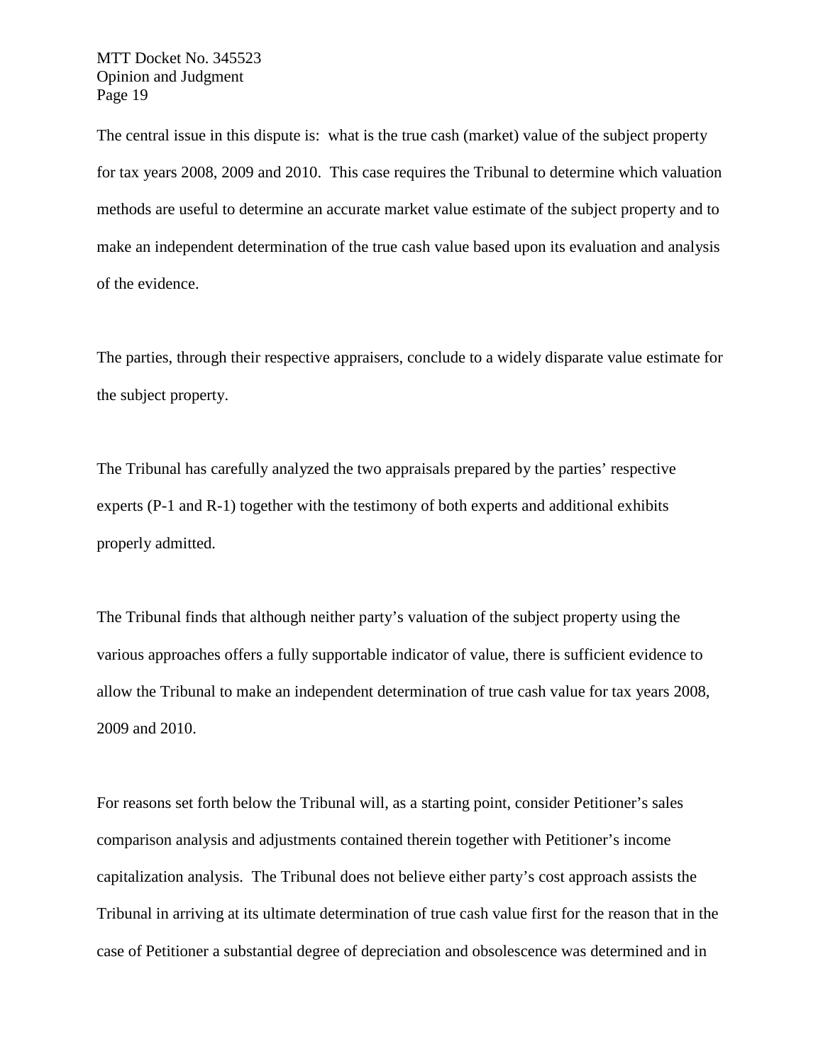The central issue in this dispute is: what is the true cash (market) value of the subject property for tax years 2008, 2009 and 2010. This case requires the Tribunal to determine which valuation methods are useful to determine an accurate market value estimate of the subject property and to make an independent determination of the true cash value based upon its evaluation and analysis of the evidence.

The parties, through their respective appraisers, conclude to a widely disparate value estimate for the subject property.

The Tribunal has carefully analyzed the two appraisals prepared by the parties' respective experts (P-1 and R-1) together with the testimony of both experts and additional exhibits properly admitted.

The Tribunal finds that although neither party's valuation of the subject property using the various approaches offers a fully supportable indicator of value, there is sufficient evidence to allow the Tribunal to make an independent determination of true cash value for tax years 2008, 2009 and 2010.

For reasons set forth below the Tribunal will, as a starting point, consider Petitioner's sales comparison analysis and adjustments contained therein together with Petitioner's income capitalization analysis. The Tribunal does not believe either party's cost approach assists the Tribunal in arriving at its ultimate determination of true cash value first for the reason that in the case of Petitioner a substantial degree of depreciation and obsolescence was determined and in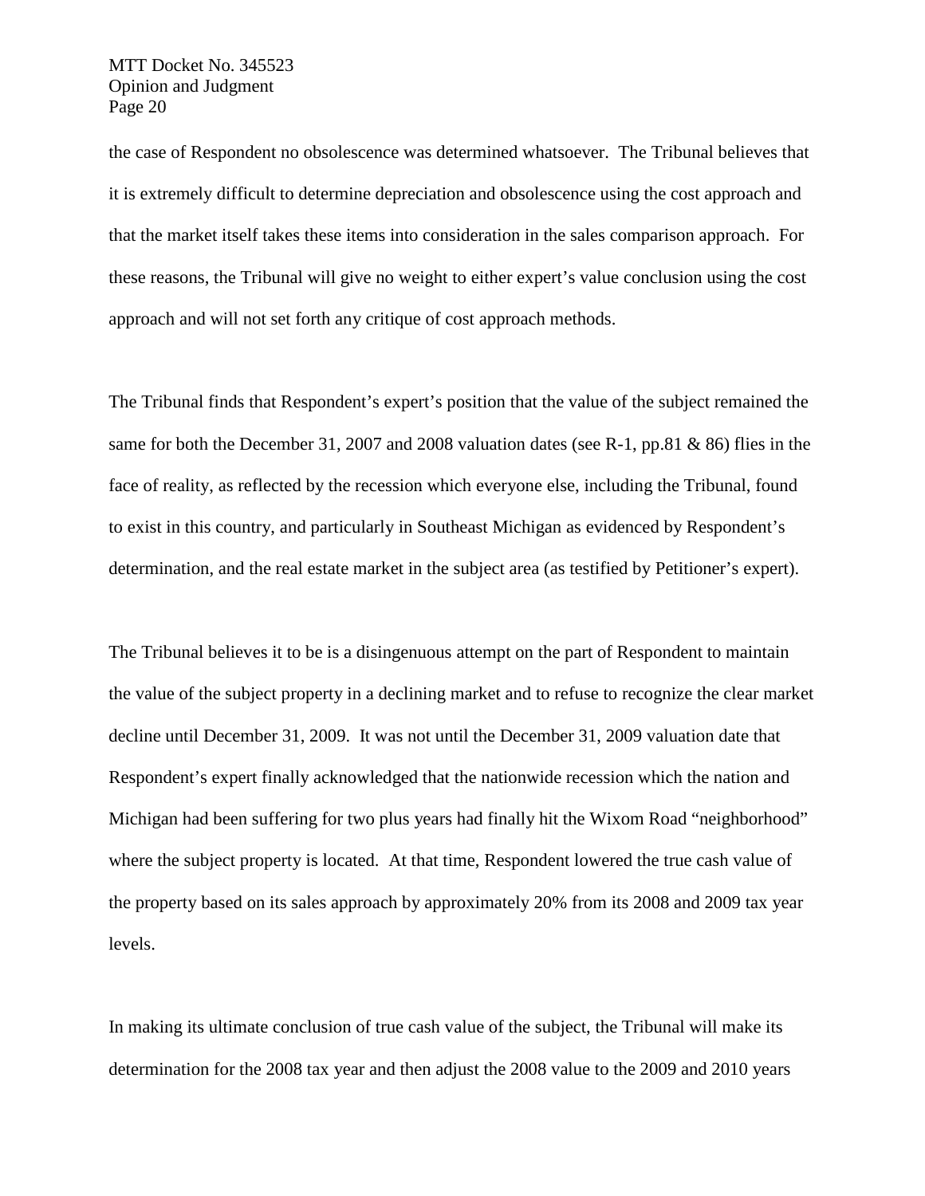the case of Respondent no obsolescence was determined whatsoever. The Tribunal believes that it is extremely difficult to determine depreciation and obsolescence using the cost approach and that the market itself takes these items into consideration in the sales comparison approach. For these reasons, the Tribunal will give no weight to either expert's value conclusion using the cost approach and will not set forth any critique of cost approach methods.

The Tribunal finds that Respondent's expert's position that the value of the subject remained the same for both the December 31, 2007 and 2008 valuation dates (see R-1, pp.81 & 86) flies in the face of reality, as reflected by the recession which everyone else, including the Tribunal, found to exist in this country, and particularly in Southeast Michigan as evidenced by Respondent's determination, and the real estate market in the subject area (as testified by Petitioner's expert).

The Tribunal believes it to be is a disingenuous attempt on the part of Respondent to maintain the value of the subject property in a declining market and to refuse to recognize the clear market decline until December 31, 2009. It was not until the December 31, 2009 valuation date that Respondent's expert finally acknowledged that the nationwide recession which the nation and Michigan had been suffering for two plus years had finally hit the Wixom Road "neighborhood" where the subject property is located. At that time, Respondent lowered the true cash value of the property based on its sales approach by approximately 20% from its 2008 and 2009 tax year levels.

In making its ultimate conclusion of true cash value of the subject, the Tribunal will make its determination for the 2008 tax year and then adjust the 2008 value to the 2009 and 2010 years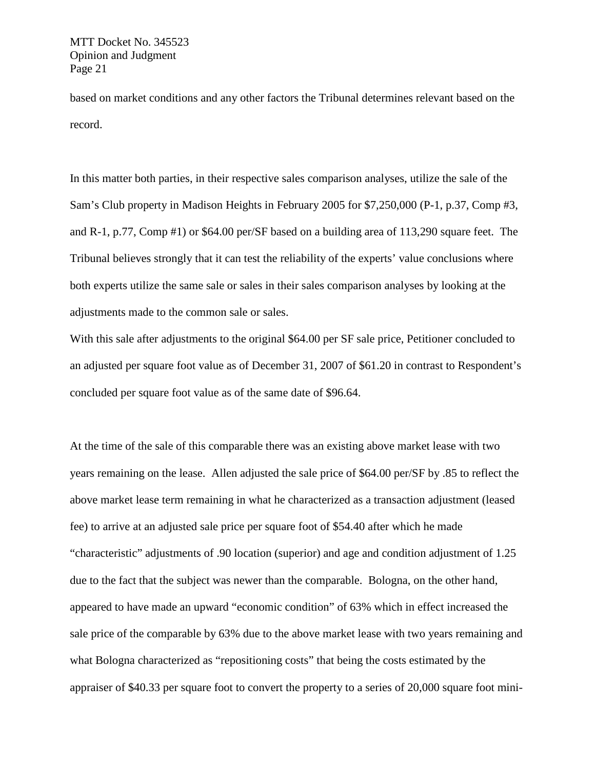based on market conditions and any other factors the Tribunal determines relevant based on the record.

In this matter both parties, in their respective sales comparison analyses, utilize the sale of the Sam's Club property in Madison Heights in February 2005 for $7,250,000 (P-1, p.37, Comp #3, and R-1, p.77, Comp #1) or $64.00 per/SF based on a building area of 113,290 square feet. The Tribunal believes strongly that it can test the reliability of the experts' value conclusions where both experts utilize the same sale or sales in their sales comparison analyses by looking at the adjustments made to the common sale or sales.

With this sale after adjustments to the original $64.00 per SF sale price, Petitioner concluded to an adjusted per square foot value as of December 31, 2007 of $61.20 in contrast to Respondent's concluded per square foot value as of the same date of $96.64.

At the time of the sale of this comparable there was an existing above market lease with two years remaining on the lease. Allen adjusted the sale price of $64.00 per/SF by .85 to reflect the above market lease term remaining in what he characterized as a transaction adjustment (leased fee) to arrive at an adjusted sale price per square foot of $54.40 after which he made "characteristic" adjustments of .90 location (superior) and age and condition adjustment of 1.25 due to the fact that the subject was newer than the comparable. Bologna, on the other hand, appeared to have made an upward "economic condition" of 63% which in effect increased the sale price of the comparable by 63% due to the above market lease with two years remaining and what Bologna characterized as "repositioning costs" that being the costs estimated by the appraiser of $40.33 per square foot to convert the property to a series of 20,000 square foot mini-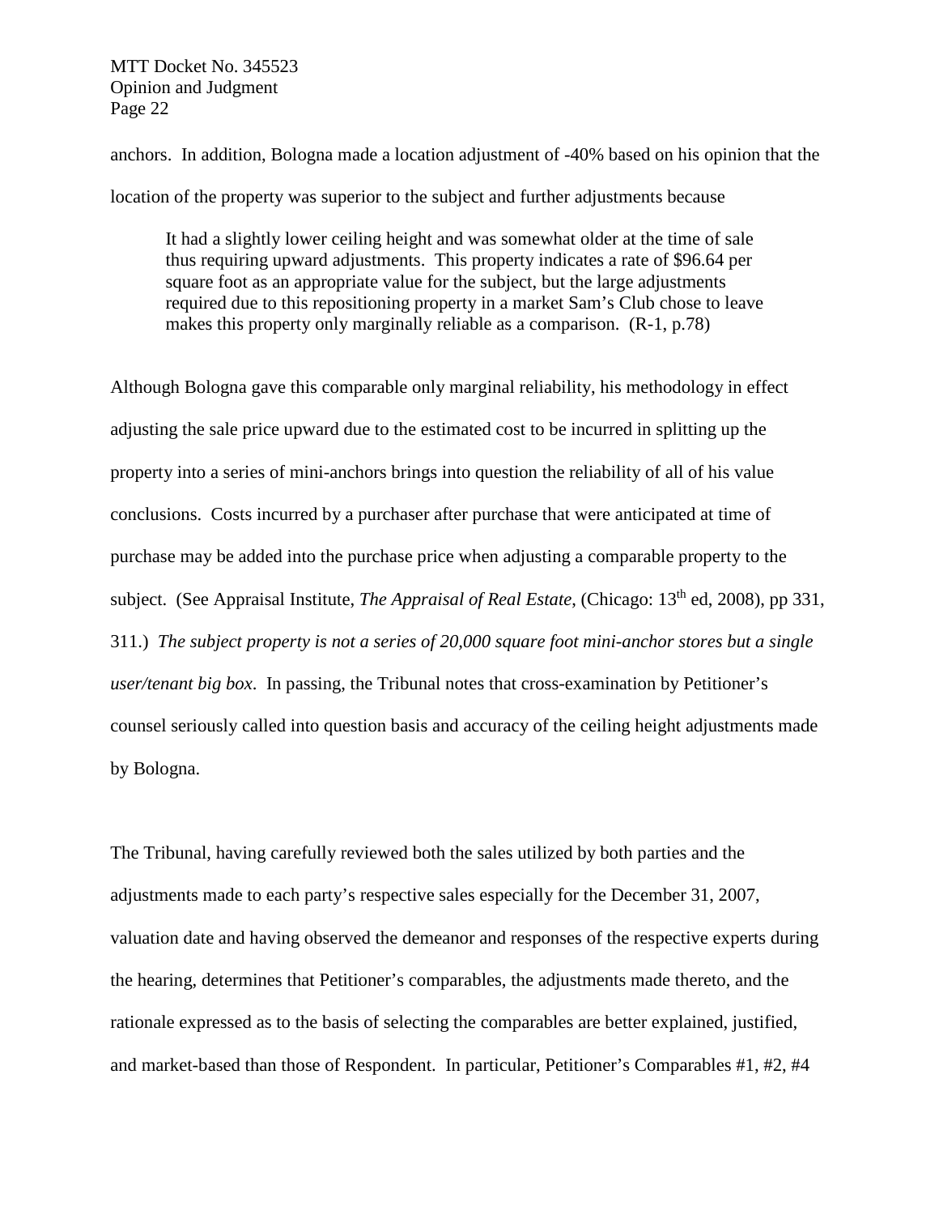anchors. In addition, Bologna made a location adjustment of -40% based on his opinion that the location of the property was superior to the subject and further adjustments because

> It had a slightly lower ceiling height and was somewhat older at the time of sale thus requiring upward adjustments. This property indicates a rate of $96.64 per square foot as an appropriate value for the subject, but the large adjustments required due to this repositioning property in a market Sam's Club chose to leave makes this property only marginally reliable as a comparison. (R-1, p.78)

Although Bologna gave this comparable only marginal reliability, his methodology in effect adjusting the sale price upward due to the estimated cost to be incurred in splitting up the property into a series of mini-anchors brings into question the reliability of all of his value conclusions. Costs incurred by a purchaser after purchase that were anticipated at time of purchase may be added into the purchase price when adjusting a comparable property to the subject. (See Appraisal Institute, *The Appraisal of Real Estate*, (Chicago: 13th ed, 2008), pp 331, 311.) *The subject property is not a series of 20,000 square foot mini-anchor stores but a single user/tenant big box.* In passing, the Tribunal notes that cross-examination by Petitioner's counsel seriously called into question basis and accuracy of the ceiling height adjustments made by Bologna.

The Tribunal, having carefully reviewed both the sales utilized by both parties and the adjustments made to each party's respective sales especially for the December 31, 2007, valuation date and having observed the demeanor and responses of the respective experts during the hearing, determines that Petitioner's comparables, the adjustments made thereto, and the rationale expressed as to the basis of selecting the comparables are better explained, justified, and market-based than those of Respondent. In particular, Petitioner's Comparables #1, #2, #4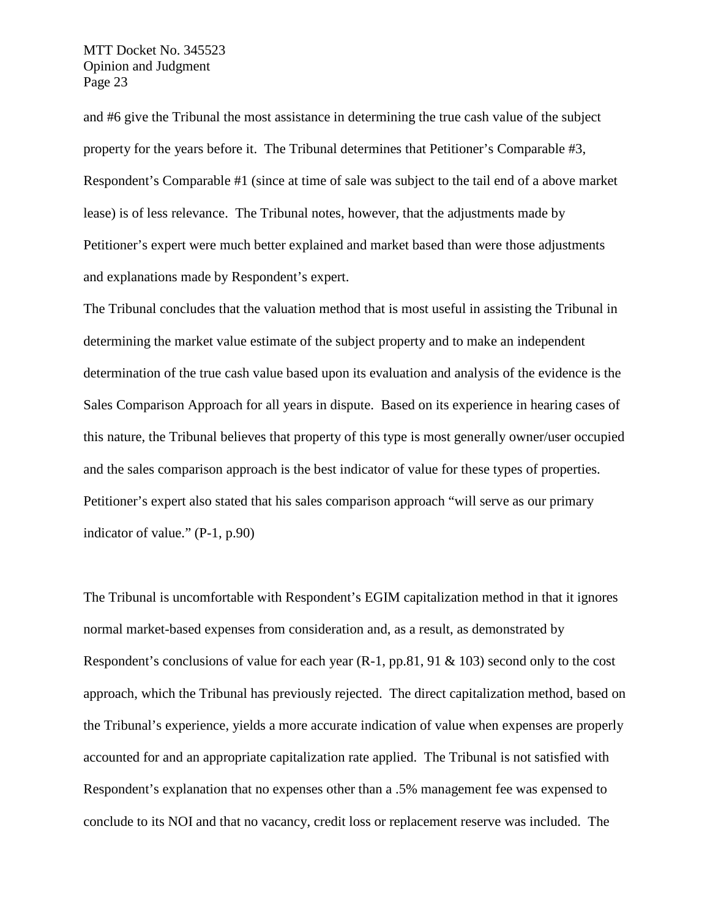and #6 give the Tribunal the most assistance in determining the true cash value of the subject property for the years before it. The Tribunal determines that Petitioner's Comparable #3, Respondent's Comparable #1 (since at time of sale was subject to the tail end of a above market lease) is of less relevance. The Tribunal notes, however, that the adjustments made by Petitioner's expert were much better explained and market based than were those adjustments and explanations made by Respondent's expert.

The Tribunal concludes that the valuation method that is most useful in assisting the Tribunal in determining the market value estimate of the subject property and to make an independent determination of the true cash value based upon its evaluation and analysis of the evidence is the Sales Comparison Approach for all years in dispute. Based on its experience in hearing cases of this nature, the Tribunal believes that property of this type is most generally owner/user occupied and the sales comparison approach is the best indicator of value for these types of properties. Petitioner's expert also stated that his sales comparison approach "will serve as our primary indicator of value." (P-1, p.90)

The Tribunal is uncomfortable with Respondent's EGIM capitalization method in that it ignores normal market-based expenses from consideration and, as a result, as demonstrated by Respondent's conclusions of value for each year (R-1, pp.81, 91 & 103) second only to the cost approach, which the Tribunal has previously rejected. The direct capitalization method, based on the Tribunal's experience, yields a more accurate indication of value when expenses are properly accounted for and an appropriate capitalization rate applied. The Tribunal is not satisfied with Respondent's explanation that no expenses other than a .5% management fee was expensed to conclude to its NOI and that no vacancy, credit loss or replacement reserve was included. The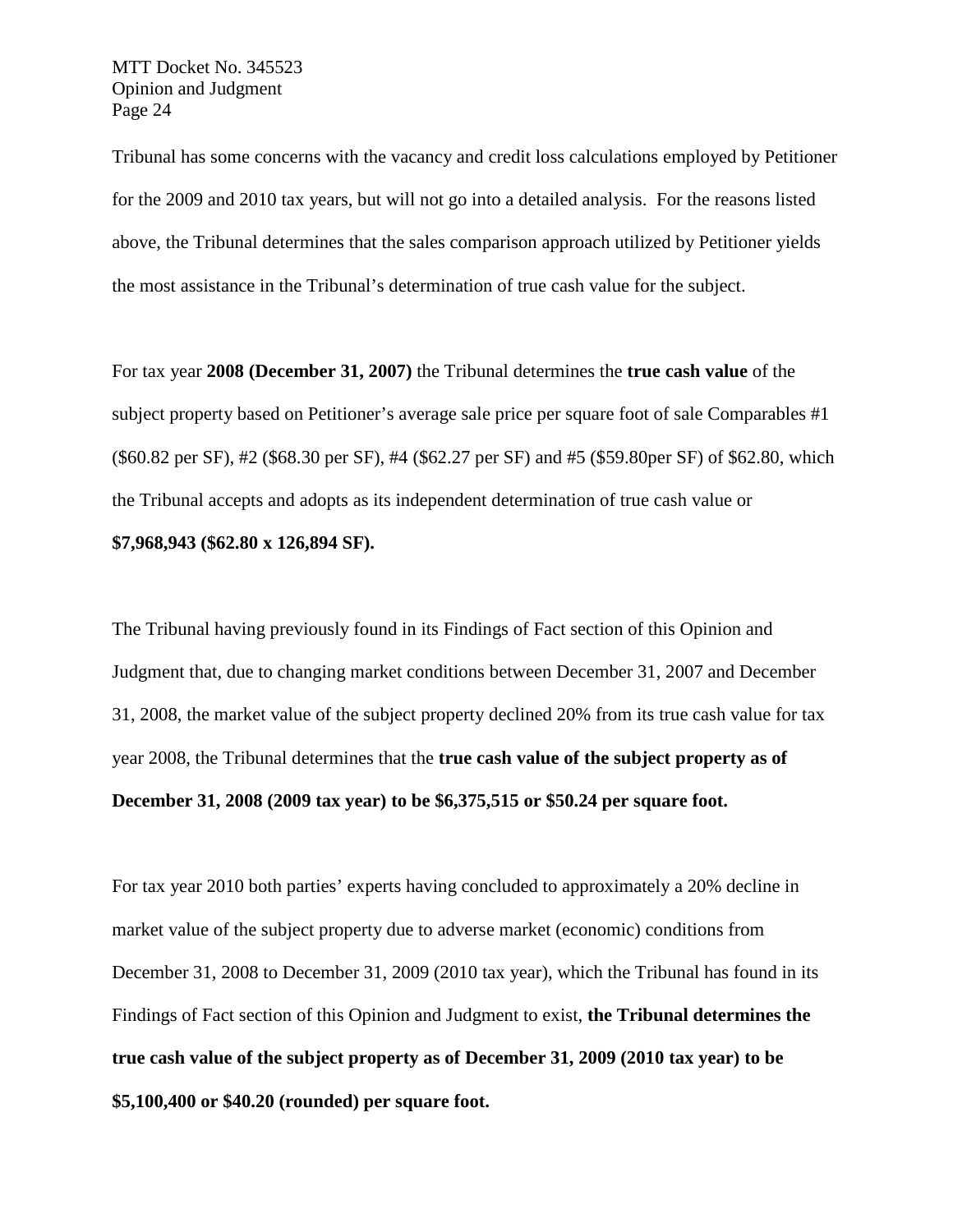Tribunal has some concerns with the vacancy and credit loss calculations employed by Petitioner for the 2009 and 2010 tax years, but will not go into a detailed analysis. For the reasons listed above, the Tribunal determines that the sales comparison approach utilized by Petitioner yields the most assistance in the Tribunal's determination of true cash value for the subject.

For tax year **2008 (December 31, 2007)** the Tribunal determines the **true cash value** of the subject property based on Petitioner's average sale price per square foot of sale Comparables #1 ($60.82 per SF), #2 ($68.30 per SF), #4 ($62.27 per SF) and #5 ($59.80per SF) of $62.80, which the Tribunal accepts and adopts as its independent determination of true cash value or **$7,968,943 ($62.80 x 126,894 SF).**

The Tribunal having previously found in its Findings of Fact section of this Opinion and Judgment that, due to changing market conditions between December 31, 2007 and December 31, 2008, the market value of the subject property declined 20% from its true cash value for tax year 2008, the Tribunal determines that the **true cash value of the subject property as of December 31, 2008 (2009 tax year) to be $6,375,515 or $50.24 per square foot.**

For tax year 2010 both parties' experts having concluded to approximately a 20% decline in market value of the subject property due to adverse market (economic) conditions from December 31, 2008 to December 31, 2009 (2010 tax year), which the Tribunal has found in its Findings of Fact section of this Opinion and Judgment to exist, **the Tribunal determines the true cash value of the subject property as of December 31, 2009 (2010 tax year) to be $5,100,400 or $40.20 (rounded) per square foot.**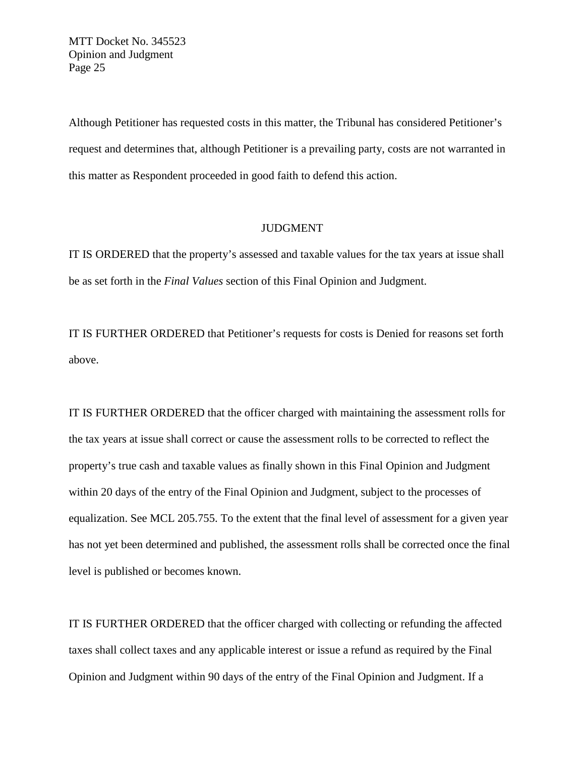Although Petitioner has requested costs in this matter, the Tribunal has considered Petitioner's request and determines that, although Petitioner is a prevailing party, costs are not warranted in this matter as Respondent proceeded in good faith to defend this action.

## JUDGMENT

IT IS ORDERED that the property's assessed and taxable values for the tax years at issue shall be as set forth in the *Final Values* section of this Final Opinion and Judgment.

IT IS FURTHER ORDERED that Petitioner's requests for costs is Denied for reasons set forth above.

IT IS FURTHER ORDERED that the officer charged with maintaining the assessment rolls for the tax years at issue shall correct or cause the assessment rolls to be corrected to reflect the property's true cash and taxable values as finally shown in this Final Opinion and Judgment within 20 days of the entry of the Final Opinion and Judgment, subject to the processes of equalization. See MCL 205.755. To the extent that the final level of assessment for a given year has not yet been determined and published, the assessment rolls shall be corrected once the final level is published or becomes known.

IT IS FURTHER ORDERED that the officer charged with collecting or refunding the affected taxes shall collect taxes and any applicable interest or issue a refund as required by the Final Opinion and Judgment within 90 days of the entry of the Final Opinion and Judgment. If a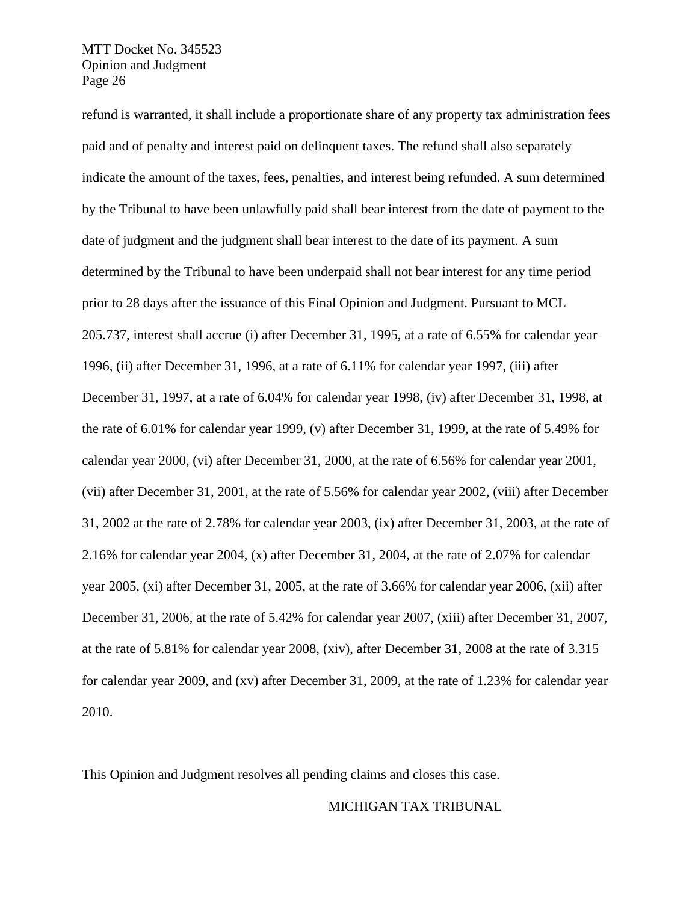refund is warranted, it shall include a proportionate share of any property tax administration fees paid and of penalty and interest paid on delinquent taxes. The refund shall also separately indicate the amount of the taxes, fees, penalties, and interest being refunded. A sum determined by the Tribunal to have been unlawfully paid shall bear interest from the date of payment to the date of judgment and the judgment shall bear interest to the date of its payment. A sum determined by the Tribunal to have been underpaid shall not bear interest for any time period prior to 28 days after the issuance of this Final Opinion and Judgment. Pursuant to MCL 205.737, interest shall accrue (i) after December 31, 1995, at a rate of 6.55% for calendar year 1996, (ii) after December 31, 1996, at a rate of 6.11% for calendar year 1997, (iii) after December 31, 1997, at a rate of 6.04% for calendar year 1998, (iv) after December 31, 1998, at the rate of 6.01% for calendar year 1999, (v) after December 31, 1999, at the rate of 5.49% for calendar year 2000, (vi) after December 31, 2000, at the rate of 6.56% for calendar year 2001, (vii) after December 31, 2001, at the rate of 5.56% for calendar year 2002, (viii) after December 31, 2002 at the rate of 2.78% for calendar year 2003, (ix) after December 31, 2003, at the rate of 2.16% for calendar year 2004, (x) after December 31, 2004, at the rate of 2.07% for calendar year 2005, (xi) after December 31, 2005, at the rate of 3.66% for calendar year 2006, (xii) after December 31, 2006, at the rate of 5.42% for calendar year 2007, (xiii) after December 31, 2007, at the rate of 5.81% for calendar year 2008, (xiv), after December 31, 2008 at the rate of 3.315 for calendar year 2009, and (xv) after December 31, 2009, at the rate of 1.23% for calendar year 2010.

This Opinion and Judgment resolves all pending claims and closes this case.

MICHIGAN TAX TRIBUNAL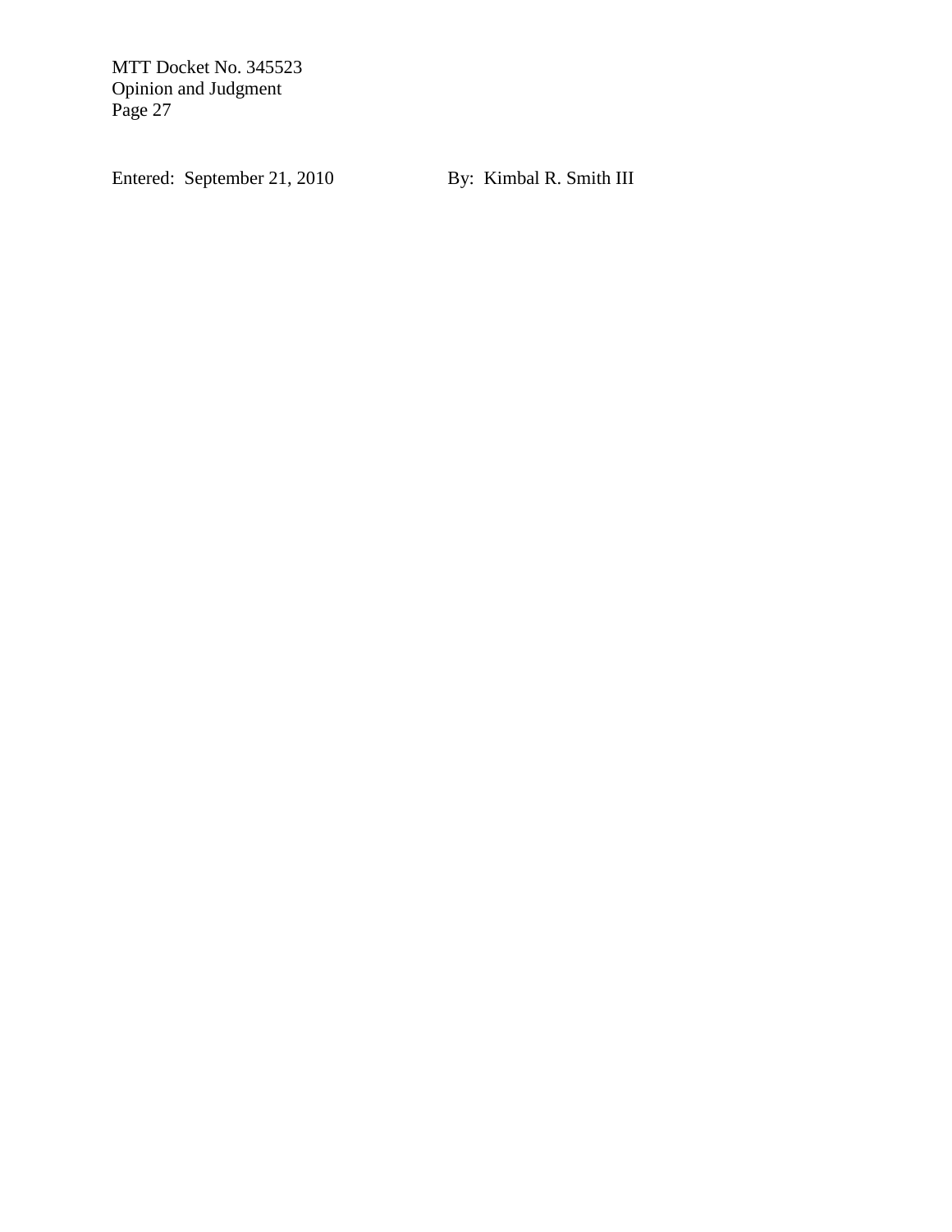Entered: September 21, 2010 By: Kimbal R. Smith III